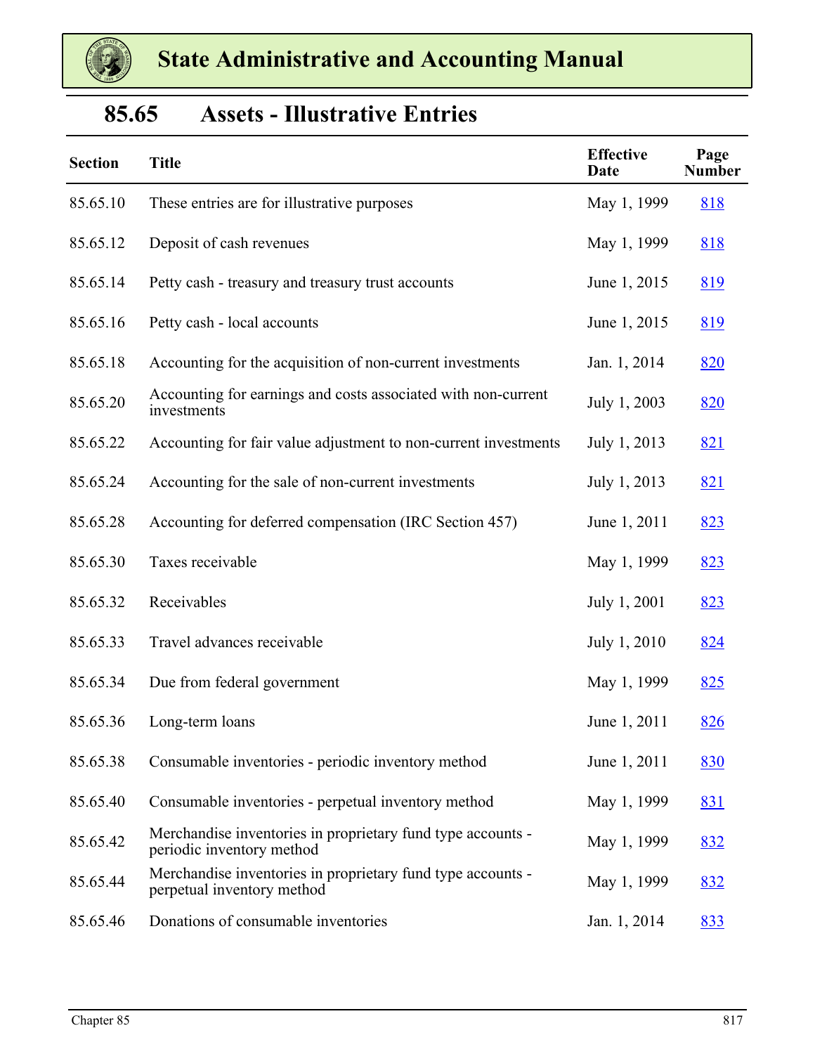# State Administrative and Accounting Manual

## 85.65 Assets - Illustrative Entries

| Section | Title | Effective Date | Page Number |
|---|---|---|---|
| 85.65.10 | These entries are for illustrative purposes | May 1, 1999 | 818 |
| 85.65.12 | Deposit of cash revenues | May 1, 1999 | 818 |
| 85.65.14 | Petty cash - treasury and treasury trust accounts | June 1, 2015 | 819 |
| 85.65.16 | Petty cash - local accounts | June 1, 2015 | 819 |
| 85.65.18 | Accounting for the acquisition of non-current investments | Jan. 1, 2014 | 820 |
| 85.65.20 | Accounting for earnings and costs associated with non-current investments | July 1, 2003 | 820 |
| 85.65.22 | Accounting for fair value adjustment to non-current investments | July 1, 2013 | 821 |
| 85.65.24 | Accounting for the sale of non-current investments | July 1, 2013 | 821 |
| 85.65.28 | Accounting for deferred compensation (IRC Section 457) | June 1, 2011 | 823 |
| 85.65.30 | Taxes receivable | May 1, 1999 | 823 |
| 85.65.32 | Receivables | July 1, 2001 | 823 |
| 85.65.33 | Travel advances receivable | July 1, 2010 | 824 |
| 85.65.34 | Due from federal government | May 1, 1999 | 825 |
| 85.65.36 | Long-term loans | June 1, 2011 | 826 |
| 85.65.38 | Consumable inventories - periodic inventory method | June 1, 2011 | 830 |
| 85.65.40 | Consumable inventories - perpetual inventory method | May 1, 1999 | 831 |
| 85.65.42 | Merchandise inventories in proprietary fund type accounts - periodic inventory method | May 1, 1999 | 832 |
| 85.65.44 | Merchandise inventories in proprietary fund type accounts - perpetual inventory method | May 1, 1999 | 832 |
| 85.65.46 | Donations of consumable inventories | Jan. 1, 2014 | 833 |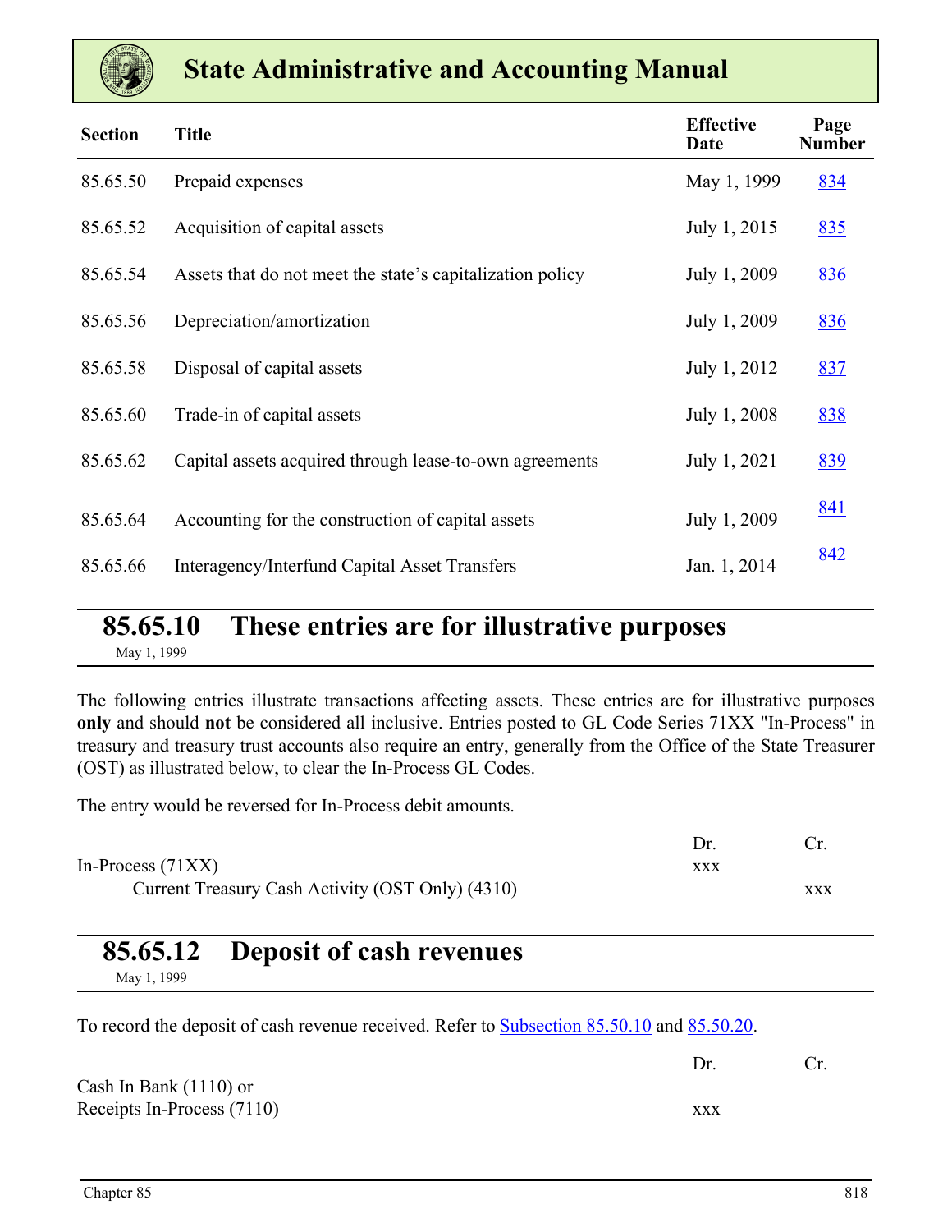# State Administrative and Accounting Manual

| Section | Title | Effective Date | Page Number |
|---|---|---|---|
| 85.65.50 | Prepaid expenses | May 1, 1999 | 834 |
| 85.65.52 | Acquisition of capital assets | July 1, 2015 | 835 |
| 85.65.54 | Assets that do not meet the state's capitalization policy | July 1, 2009 | 836 |
| 85.65.56 | Depreciation/amortization | July 1, 2009 | 836 |
| 85.65.58 | Disposal of capital assets | July 1, 2012 | 837 |
| 85.65.60 | Trade-in of capital assets | July 1, 2008 | 838 |
| 85.65.62 | Capital assets acquired through lease-to-own agreements | July 1, 2021 | 839 |
| 85.65.64 | Accounting for the construction of capital assets | July 1, 2009 | 841 |
| 85.65.66 | Interagency/Interfund Capital Asset Transfers | Jan. 1, 2014 | 842 |

## 85.65.10 These entries are for illustrative purposes

May 1, 1999

The following entries illustrate transactions affecting assets. These entries are for illustrative purposes **only** and should **not** be considered all inclusive. Entries posted to GL Code Series 71XX "In-Process" in treasury and treasury trust accounts also require an entry, generally from the Office of the State Treasurer (OST) as illustrated below, to clear the In-Process GL Codes.

The entry would be reversed for In-Process debit amounts.

| | Dr. | Cr. |
|---|---|---|
| In-Process (71XX) | xxx | |
| Current Treasury Cash Activity (OST Only) (4310) | | xxx |

## 85.65.12 Deposit of cash revenues

May 1, 1999

To record the deposit of cash revenue received. Refer to Subsection 85.50.10 and 85.50.20.

| | Dr. | Cr. |
|---|---|---|
| Cash In Bank (1110) or<br>Receipts In-Process (7110) | xxx | |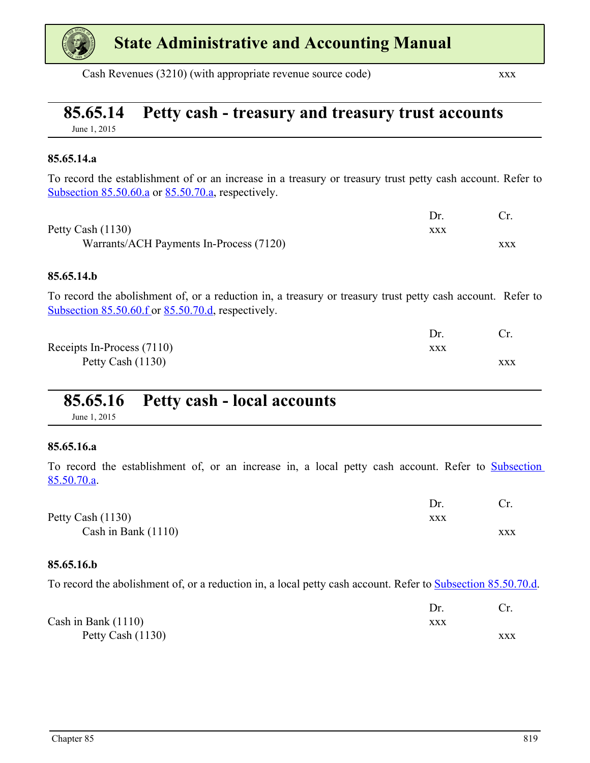| | Dr. | Cr. |
|---|---|---|
| Cash Revenues (3210) (with appropriate revenue source code) | | xxx |

## 85.65.14 Petty cash - treasury and treasury trust accounts

June 1, 2015

### 85.65.14.a

To record the establishment of or an increase in a treasury or treasury trust petty cash account. Refer to Subsection 85.50.60.a or 85.50.70.a, respectively.

| | Dr. | Cr. |
|---|---|---|
| Petty Cash (1130) | xxx | |
| Warrants/ACH Payments In-Process (7120) | | xxx |

### 85.65.14.b

To record the abolishment of, or a reduction in, a treasury or treasury trust petty cash account. Refer to Subsection 85.50.60.f or 85.50.70.d, respectively.

| | Dr. | Cr. |
|---|---|---|
| Receipts In-Process (7110) | xxx | |
| Petty Cash (1130) | | xxx |

## 85.65.16 Petty cash - local accounts

June 1, 2015

### 85.65.16.a

To record the establishment of, or an increase in, a local petty cash account. Refer to Subsection 85.50.70.a.

| | Dr. | Cr. |
|---|---|---|
| Petty Cash (1130) | xxx | |
| Cash in Bank (1110) | | xxx |

### 85.65.16.b

To record the abolishment of, or a reduction in, a local petty cash account. Refer to Subsection 85.50.70.d.

| | Dr. | Cr. |
|---|---|---|
| Cash in Bank (1110) | xxx | |
| Petty Cash (1130) | | xxx |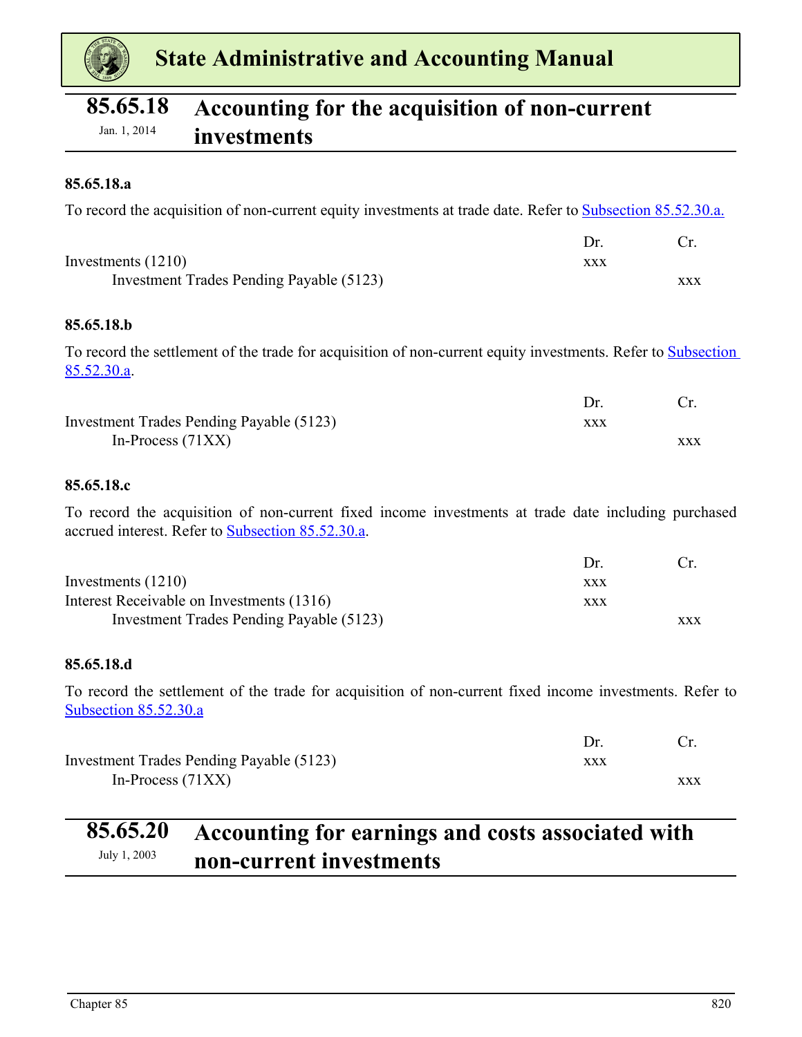## 85.65.18 Accounting for the acquisition of non-current investments

Jan. 1, 2014

### 85.65.18.a

To record the acquisition of non-current equity investments at trade date. Refer to Subsection 85.52.30.a.

| | Dr. | Cr. |
|---|---|---|
| Investments (1210) | xxx | |
| Investment Trades Pending Payable (5123) | | xxx |

### 85.65.18.b

To record the settlement of the trade for acquisition of non-current equity investments. Refer to Subsection 85.52.30.a.

| | Dr. | Cr. |
|---|---|---|
| Investment Trades Pending Payable (5123) | xxx | |
| In-Process (71XX) | | xxx |

### 85.65.18.c

To record the acquisition of non-current fixed income investments at trade date including purchased accrued interest. Refer to Subsection 85.52.30.a.

| | Dr. | Cr. |
|---|---|---|
| Investments (1210) | xxx | |
| Interest Receivable on Investments (1316) | xxx | |
| Investment Trades Pending Payable (5123) | | xxx |

### 85.65.18.d

To record the settlement of the trade for acquisition of non-current fixed income investments. Refer to Subsection 85.52.30.a

| | Dr. | Cr. |
|---|---|---|
| Investment Trades Pending Payable (5123) | xxx | |
| In-Process (71XX) | | xxx |

## 85.65.20 Accounting for earnings and costs associated with non-current investments

July 1, 2003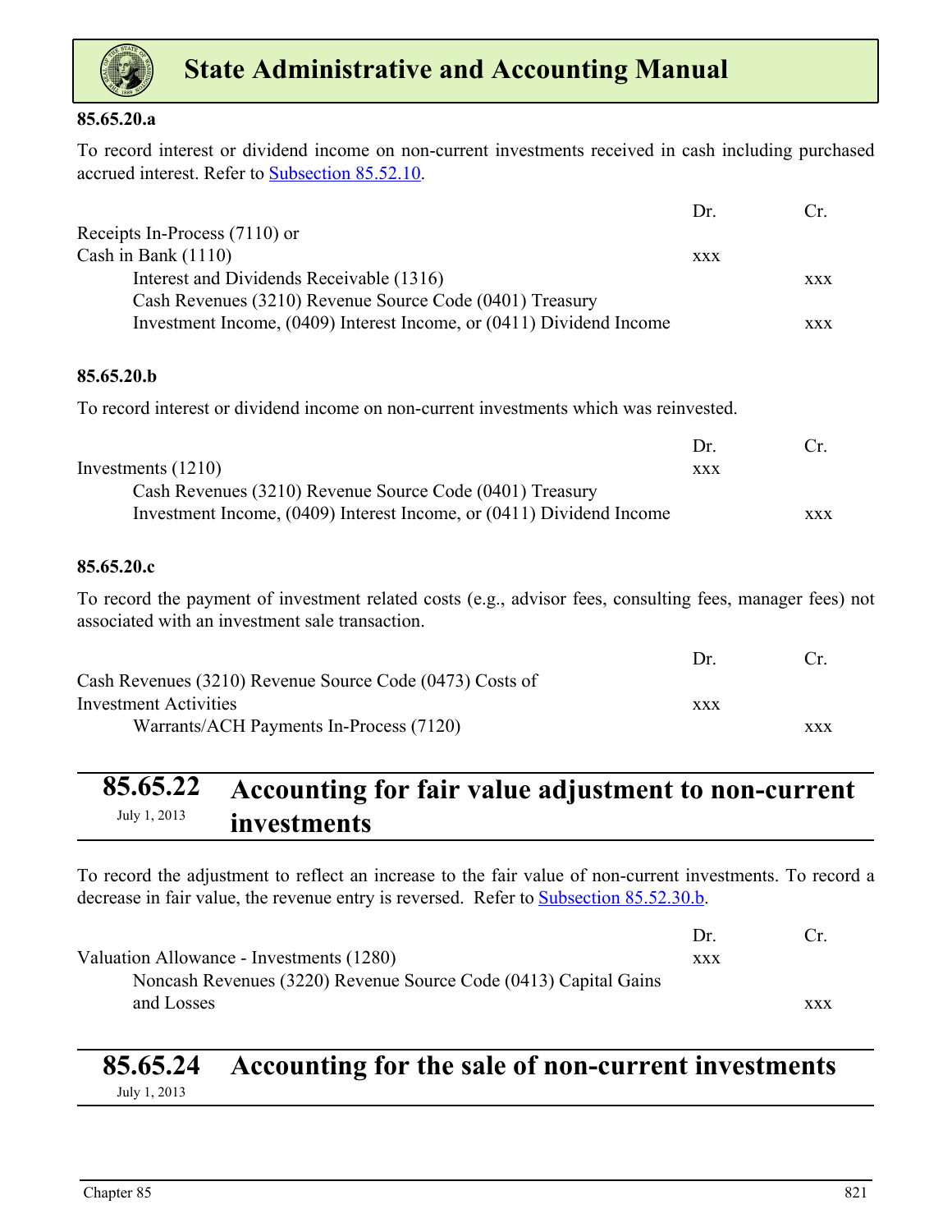**85.65.20.a**

To record interest or dividend income on non-current investments received in cash including purchased accrued interest. Refer to Subsection 85.52.10.

| | Dr. | Cr. |
|---|---|---|
| Receipts In-Process (7110) or Cash in Bank (1110) | xxx | |
| Interest and Dividends Receivable (1316) | | xxx |
| Cash Revenues (3210) Revenue Source Code (0401) Treasury Investment Income, (0409) Interest Income, or (0411) Dividend Income | | xxx |

**85.65.20.b**

To record interest or dividend income on non-current investments which was reinvested.

| | Dr. | Cr. |
|---|---|---|
| Investments (1210) | xxx | |
| Cash Revenues (3210) Revenue Source Code (0401) Treasury Investment Income, (0409) Interest Income, or (0411) Dividend Income | | xxx |

**85.65.20.c**

To record the payment of investment related costs (e.g., advisor fees, consulting fees, manager fees) not associated with an investment sale transaction.

| | Dr. | Cr. |
|---|---|---|
| Cash Revenues (3210) Revenue Source Code (0473) Costs of Investment Activities | xxx | |
| Warrants/ACH Payments In-Process (7120) | | xxx |

## 85.65.22 Accounting for fair value adjustment to non-current investments

July 1, 2013

To record the adjustment to reflect an increase to the fair value of non-current investments. To record a decrease in fair value, the revenue entry is reversed. Refer to Subsection 85.52.30.b.

| | Dr. | Cr. |
|---|---|---|
| Valuation Allowance - Investments (1280) | xxx | |
| Noncash Revenues (3220) Revenue Source Code (0413) Capital Gains and Losses | | xxx |

## 85.65.24 Accounting for the sale of non-current investments

July 1, 2013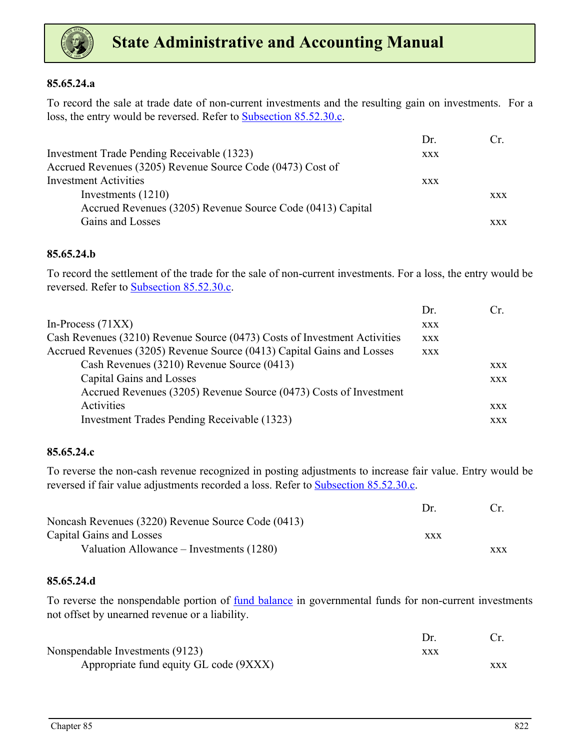#### 85.65.24.a

To record the sale at trade date of non-current investments and the resulting gain on investments. For a loss, the entry would be reversed. Refer to Subsection 85.52.30.c.

| | Dr. | Cr. |
|---|---|---|
| Investment Trade Pending Receivable (1323) | xxx | |
| Accrued Revenues (3205) Revenue Source Code (0473) Cost of Investment Activities | xxx | |
| Investments (1210) | | xxx |
| Accrued Revenues (3205) Revenue Source Code (0413) Capital Gains and Losses | | xxx |

#### 85.65.24.b

To record the settlement of the trade for the sale of non-current investments. For a loss, the entry would be reversed. Refer to Subsection 85.52.30.c.

| | Dr. | Cr. |
|---|---|---|
| In-Process (71XX) | xxx | |
| Cash Revenues (3210) Revenue Source (0473) Costs of Investment Activities | xxx | |
| Accrued Revenues (3205) Revenue Source (0413) Capital Gains and Losses | xxx | |
| Cash Revenues (3210) Revenue Source (0413) | | xxx |
| Capital Gains and Losses | | xxx |
| Accrued Revenues (3205) Revenue Source (0473) Costs of Investment Activities | | xxx |
| Investment Trades Pending Receivable (1323) | | xxx |

#### 85.65.24.c

To reverse the non-cash revenue recognized in posting adjustments to increase fair value. Entry would be reversed if fair value adjustments recorded a loss. Refer to Subsection 85.52.30.c.

| | Dr. | Cr. |
|---|---|---|
| Noncash Revenues (3220) Revenue Source Code (0413) Capital Gains and Losses | xxx | |
| Valuation Allowance – Investments (1280) | | xxx |

#### 85.65.24.d

To reverse the nonspendable portion of fund balance in governmental funds for non-current investments not offset by unearned revenue or a liability.

| | Dr. | Cr. |
|---|---|---|
| Nonspendable Investments (9123) | xxx | |
| Appropriate fund equity GL code (9XXX) | | xxx |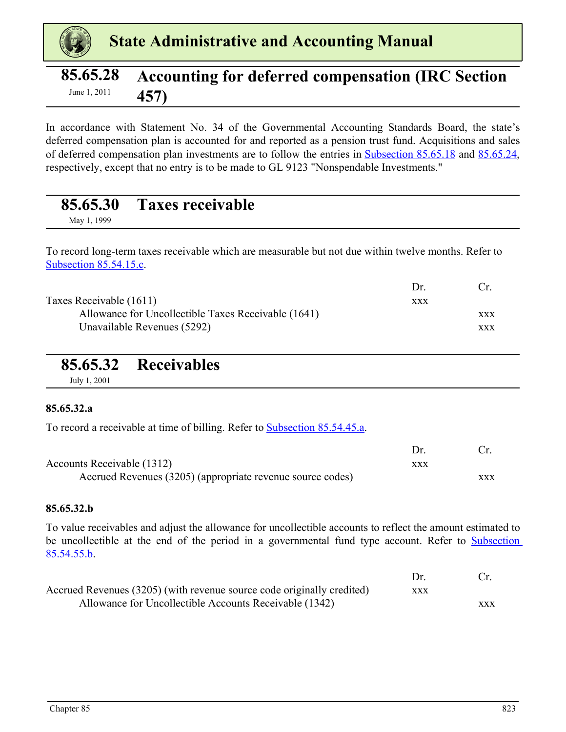## 85.65.28 Accounting for deferred compensation (IRC Section 457)

June 1, 2011

In accordance with Statement No. 34 of the Governmental Accounting Standards Board, the state's deferred compensation plan is accounted for and reported as a pension trust fund. Acquisitions and sales of deferred compensation plan investments are to follow the entries in Subsection 85.65.18 and 85.65.24, respectively, except that no entry is to be made to GL 9123 "Nonspendable Investments."

## 85.65.30 Taxes receivable

May 1, 1999

To record long-term taxes receivable which are measurable but not due within twelve months. Refer to Subsection 85.54.15.c.

| | Dr. | Cr. |
|---|---|---|
| Taxes Receivable (1611) | xxx | |
| Allowance for Uncollectible Taxes Receivable (1641) | | xxx |
| Unavailable Revenues (5292) | | xxx |

## 85.65.32 Receivables

July 1, 2001

### 85.65.32.a

To record a receivable at time of billing. Refer to Subsection 85.54.45.a.

| | Dr. | Cr. |
|---|---|---|
| Accounts Receivable (1312) | xxx | |
| Accrued Revenues (3205) (appropriate revenue source codes) | | xxx |

### 85.65.32.b

To value receivables and adjust the allowance for uncollectible accounts to reflect the amount estimated to be uncollectible at the end of the period in a governmental fund type account. Refer to Subsection 85.54.55.b.

| | Dr. | Cr. |
|---|---|---|
| Accrued Revenues (3205) (with revenue source code originally credited) | xxx | |
| Allowance for Uncollectible Accounts Receivable (1342) | | xxx |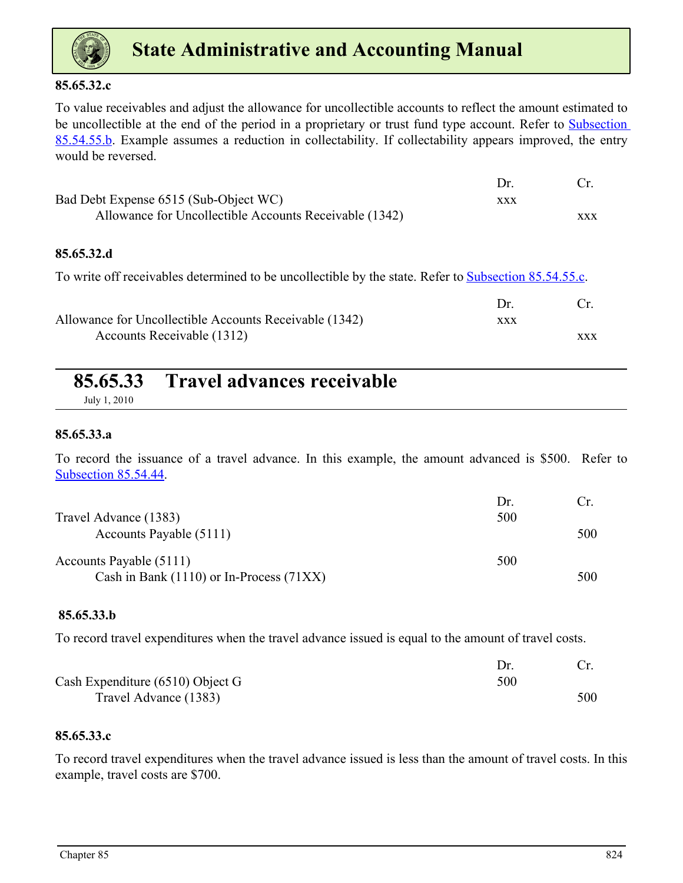**85.65.32.c**

To value receivables and adjust the allowance for uncollectible accounts to reflect the amount estimated to be uncollectible at the end of the period in a proprietary or trust fund type account. Refer to Subsection 85.54.55.b. Example assumes a reduction in collectability. If collectability appears improved, the entry would be reversed.

| | Dr. | Cr. |
|---|---|---|
| Bad Debt Expense 6515 (Sub-Object WC) | xxx | |
| Allowance for Uncollectible Accounts Receivable (1342) | | xxx |

**85.65.32.d**

To write off receivables determined to be uncollectible by the state. Refer to Subsection 85.54.55.c.

| | Dr. | Cr. |
|---|---|---|
| Allowance for Uncollectible Accounts Receivable (1342) | xxx | |
| Accounts Receivable (1312) | | xxx |

## 85.65.33 Travel advances receivable

July 1, 2010

**85.65.33.a**

To record the issuance of a travel advance. In this example, the amount advanced is $500. Refer to Subsection 85.54.44.

| | Dr. | Cr. |
|---|---|---|
| Travel Advance (1383) | 500 | |
| Accounts Payable (5111) | | 500 |
| | | |
| Accounts Payable (5111) | 500 | |
| Cash in Bank (1110) or In-Process (71XX) | | 500 |

**85.65.33.b**

To record travel expenditures when the travel advance issued is equal to the amount of travel costs.

| | Dr. | Cr. |
|---|---|---|
| Cash Expenditure (6510) Object G | 500 | |
| Travel Advance (1383) | | 500 |

**85.65.33.c**

To record travel expenditures when the travel advance issued is less than the amount of travel costs. In this example, travel costs are $700.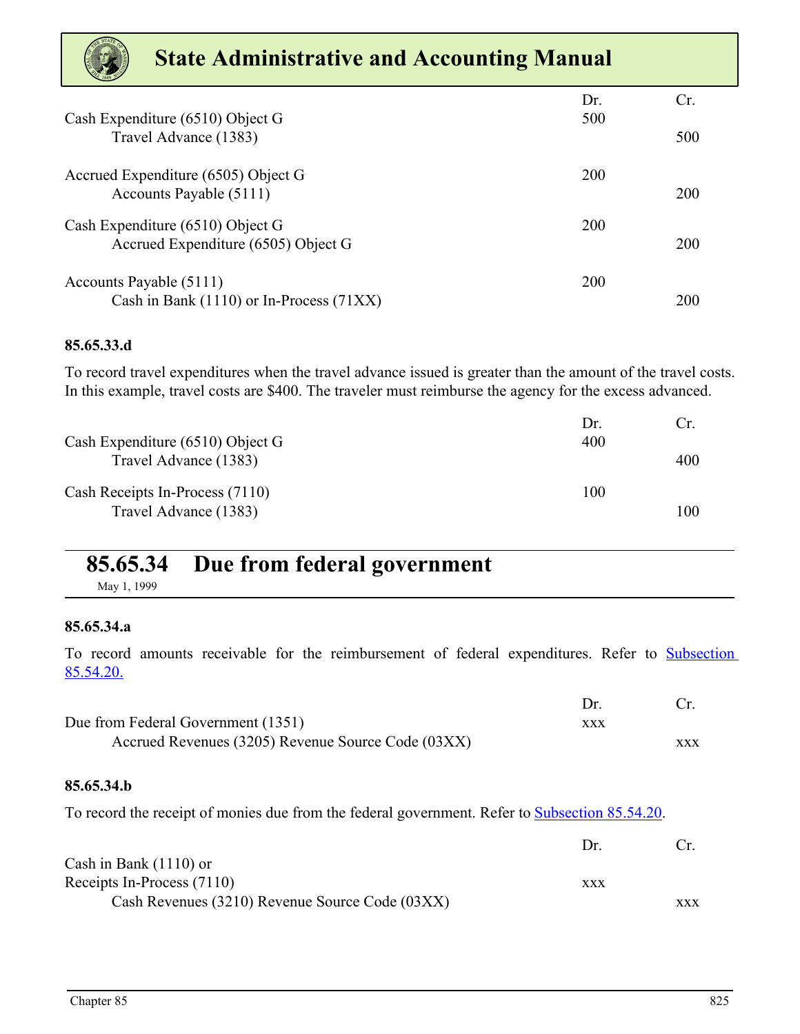| | Dr. | Cr. |
|---|---|---|
| Cash Expenditure (6510) Object G | 500 | |
| Travel Advance (1383) | | 500 |
| | | |
| Accrued Expenditure (6505) Object G | 200 | |
| Accounts Payable (5111) | | 200 |
| | | |
| Cash Expenditure (6510) Object G | 200 | |
| Accrued Expenditure (6505) Object G | | 200 |
| | | |
| Accounts Payable (5111) | 200 | |
| Cash in Bank (1110) or In-Process (71XX) | | 200 |

#### 85.65.33.d

To record travel expenditures when the travel advance issued is greater than the amount of the travel costs. In this example, travel costs are $400. The traveler must reimburse the agency for the excess advanced.

| | Dr. | Cr. |
|---|---|---|
| Cash Expenditure (6510) Object G | 400 | |
| Travel Advance (1383) | | 400 |
| | | |
| Cash Receipts In-Process (7110) | 100 | |
| Travel Advance (1383) | | 100 |

## 85.65.34 Due from federal government

May 1, 1999

#### 85.65.34.a

To record amounts receivable for the reimbursement of federal expenditures. Refer to Subsection 85.54.20.

| | Dr. | Cr. |
|---|---|---|
| Due from Federal Government (1351) | xxx | |
| Accrued Revenues (3205) Revenue Source Code (03XX) | | xxx |

#### 85.65.34.b

To record the receipt of monies due from the federal government. Refer to Subsection 85.54.20.

| | Dr. | Cr. |
|---|---|---|
| Cash in Bank (1110) or Receipts In-Process (7110) | xxx | |
| Cash Revenues (3210) Revenue Source Code (03XX) | | xxx |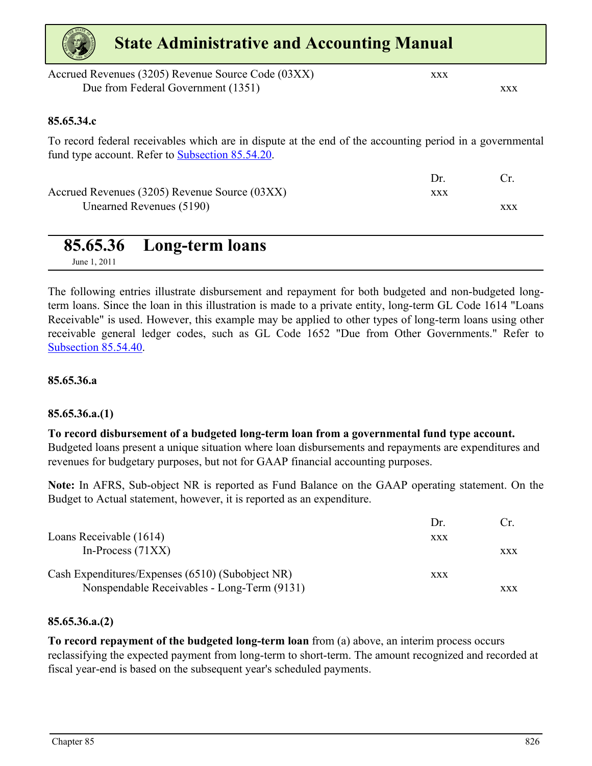| | | |
|---|---|---|
| Accrued Revenues (3205) Revenue Source Code (03XX) | xxx | |
| Due from Federal Government (1351) | | xxx |

**85.65.34.c**

To record federal receivables which are in dispute at the end of the accounting period in a governmental fund type account. Refer to Subsection 85.54.20.

| | Dr. | Cr. |
|---|---|---|
| Accrued Revenues (3205) Revenue Source (03XX) | xxx | |
| Unearned Revenues (5190) | | xxx |

## 85.65.36 Long-term loans

June 1, 2011

The following entries illustrate disbursement and repayment for both budgeted and non-budgeted long-term loans. Since the loan in this illustration is made to a private entity, long-term GL Code 1614 "Loans Receivable" is used. However, this example may be applied to other types of long-term loans using other receivable general ledger codes, such as GL Code 1652 "Due from Other Governments." Refer to Subsection 85.54.40.

**85.65.36.a**

**85.65.36.a.(1)**

**To record disbursement of a budgeted long-term loan from a governmental fund type account.** Budgeted loans present a unique situation where loan disbursements and repayments are expenditures and revenues for budgetary purposes, but not for GAAP financial accounting purposes.

**Note:** In AFRS, Sub-object NR is reported as Fund Balance on the GAAP operating statement. On the Budget to Actual statement, however, it is reported as an expenditure.

| | Dr. | Cr. |
|---|---|---|
| Loans Receivable (1614) | xxx | |
| In-Process (71XX) | | xxx |
| | | |
| Cash Expenditures/Expenses (6510) (Subobject NR) | xxx | |
| Nonspendable Receivables - Long-Term (9131) | | xxx |

**85.65.36.a.(2)**

**To record repayment of the budgeted long-term loan** from (a) above, an interim process occurs reclassifying the expected payment from long-term to short-term. The amount recognized and recorded at fiscal year-end is based on the subsequent year's scheduled payments.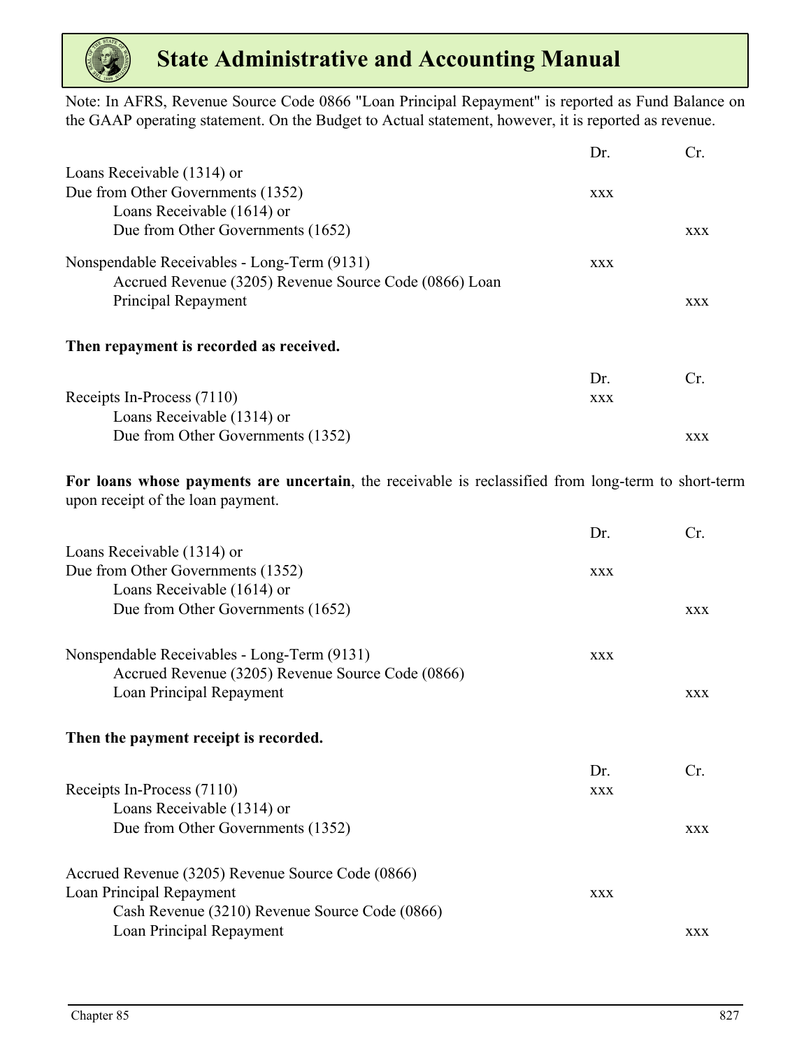Note: In AFRS, Revenue Source Code 0866 "Loan Principal Repayment" is reported as Fund Balance on the GAAP operating statement. On the Budget to Actual statement, however, it is reported as revenue.

| | Dr. | Cr. |
|---|---|---|
| Loans Receivable (1314) or Due from Other Governments (1352) | xxx | |
| Loans Receivable (1614) or Due from Other Governments (1652) | | xxx |
| Nonspendable Receivables - Long-Term (9131) | xxx | |
| Accrued Revenue (3205) Revenue Source Code (0866) Loan Principal Repayment | | xxx |

**Then repayment is recorded as received.**

| | Dr. | Cr. |
|---|---|---|
| Receipts In-Process (7110) | xxx | |
| Loans Receivable (1314) or Due from Other Governments (1352) | | xxx |

**For loans whose payments are uncertain**, the receivable is reclassified from long-term to short-term upon receipt of the loan payment.

| | Dr. | Cr. |
|---|---|---|
| Loans Receivable (1314) or Due from Other Governments (1352) | xxx | |
| Loans Receivable (1614) or Due from Other Governments (1652) | | xxx |
| Nonspendable Receivables - Long-Term (9131) | xxx | |
| Accrued Revenue (3205) Revenue Source Code (0866) Loan Principal Repayment | | xxx |

**Then the payment receipt is recorded.**

| | Dr. | Cr. |
|---|---|---|
| Receipts In-Process (7110) | xxx | |
| Loans Receivable (1314) or Due from Other Governments (1352) | | xxx |
| Accrued Revenue (3205) Revenue Source Code (0866) Loan Principal Repayment | xxx | |
| Cash Revenue (3210) Revenue Source Code (0866) Loan Principal Repayment | | xxx |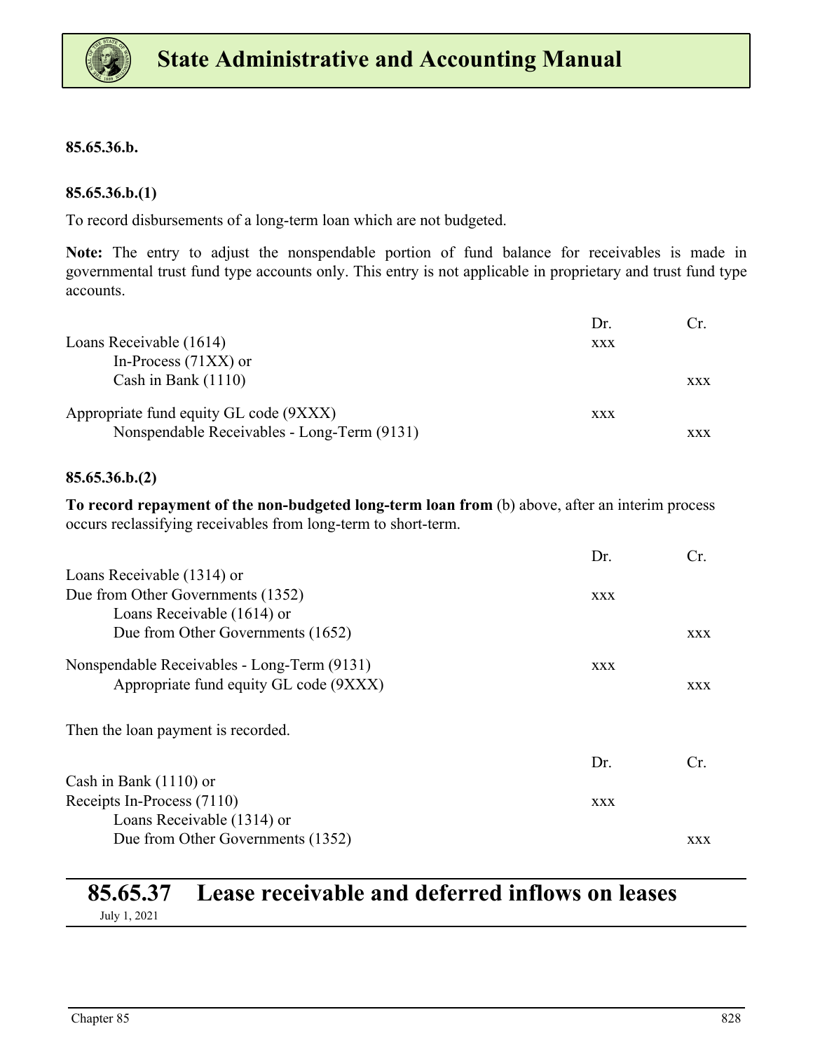**85.65.36.b.**

**85.65.36.b.(1)**

To record disbursements of a long-term loan which are not budgeted.

**Note:** The entry to adjust the nonspendable portion of fund balance for receivables is made in governmental trust fund type accounts only. This entry is not applicable in proprietary and trust fund type accounts.

| | Dr. | Cr. |
|---|---|---|
| Loans Receivable (1614) | xxx | |
| In-Process (71XX) or<br>Cash in Bank (1110) | | xxx |
| Appropriate fund equity GL code (9XXX) | xxx | |
| Nonspendable Receivables - Long-Term (9131) | | xxx |

**85.65.36.b.(2)**

**To record repayment of the non-budgeted long-term loan from** (b) above, after an interim process occurs reclassifying receivables from long-term to short-term.

| | Dr. | Cr. |
|---|---|---|
| Loans Receivable (1314) or<br>Due from Other Governments (1352) | xxx | |
| Loans Receivable (1614) or<br>Due from Other Governments (1652) | | xxx |
| Nonspendable Receivables - Long-Term (9131) | xxx | |
| Appropriate fund equity GL code (9XXX) | | xxx |

Then the loan payment is recorded.

| | Dr. | Cr. |
|---|---|---|
| Cash in Bank (1110) or<br>Receipts In-Process (7110) | xxx | |
| Loans Receivable (1314) or<br>Due from Other Governments (1352) | | xxx |

## 85.65.37 Lease receivable and deferred inflows on leases

July 1, 2021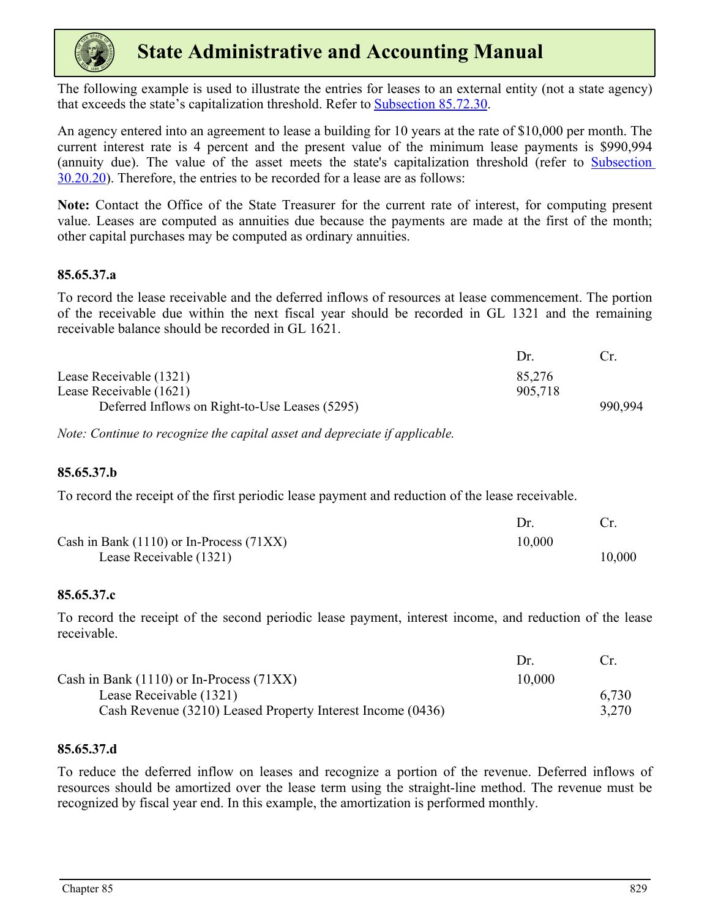The following example is used to illustrate the entries for leases to an external entity (not a state agency) that exceeds the state's capitalization threshold. Refer to Subsection 85.72.30.

An agency entered into an agreement to lease a building for 10 years at the rate of $10,000 per month. The current interest rate is 4 percent and the present value of the minimum lease payments is $990,994 (annuity due). The value of the asset meets the state's capitalization threshold (refer to Subsection 30.20.20). Therefore, the entries to be recorded for a lease are as follows:

**Note:** Contact the Office of the State Treasurer for the current rate of interest, for computing present value. Leases are computed as annuities due because the payments are made at the first of the month; other capital purchases may be computed as ordinary annuities.

### 85.65.37.a

To record the lease receivable and the deferred inflows of resources at lease commencement. The portion of the receivable due within the next fiscal year should be recorded in GL 1321 and the remaining receivable balance should be recorded in GL 1621.

| | Dr. | Cr. |
|---|---|---|
| Lease Receivable (1321) | 85,276 | |
| Lease Receivable (1621) | 905,718 | |
| Deferred Inflows on Right-to-Use Leases (5295) | | 990,994 |

*Note: Continue to recognize the capital asset and depreciate if applicable.*

### 85.65.37.b

To record the receipt of the first periodic lease payment and reduction of the lease receivable.

| | Dr. | Cr. |
|---|---|---|
| Cash in Bank (1110) or In-Process (71XX) | 10,000 | |
| Lease Receivable (1321) | | 10,000 |

### 85.65.37.c

To record the receipt of the second periodic lease payment, interest income, and reduction of the lease receivable.

| | Dr. | Cr. |
|---|---|---|
| Cash in Bank (1110) or In-Process (71XX) | 10,000 | |
| Lease Receivable (1321) | | 6,730 |
| Cash Revenue (3210) Leased Property Interest Income (0436) | | 3,270 |

### 85.65.37.d

To reduce the deferred inflow on leases and recognize a portion of the revenue. Deferred inflows of resources should be amortized over the lease term using the straight-line method. The revenue must be recognized by fiscal year end. In this example, the amortization is performed monthly.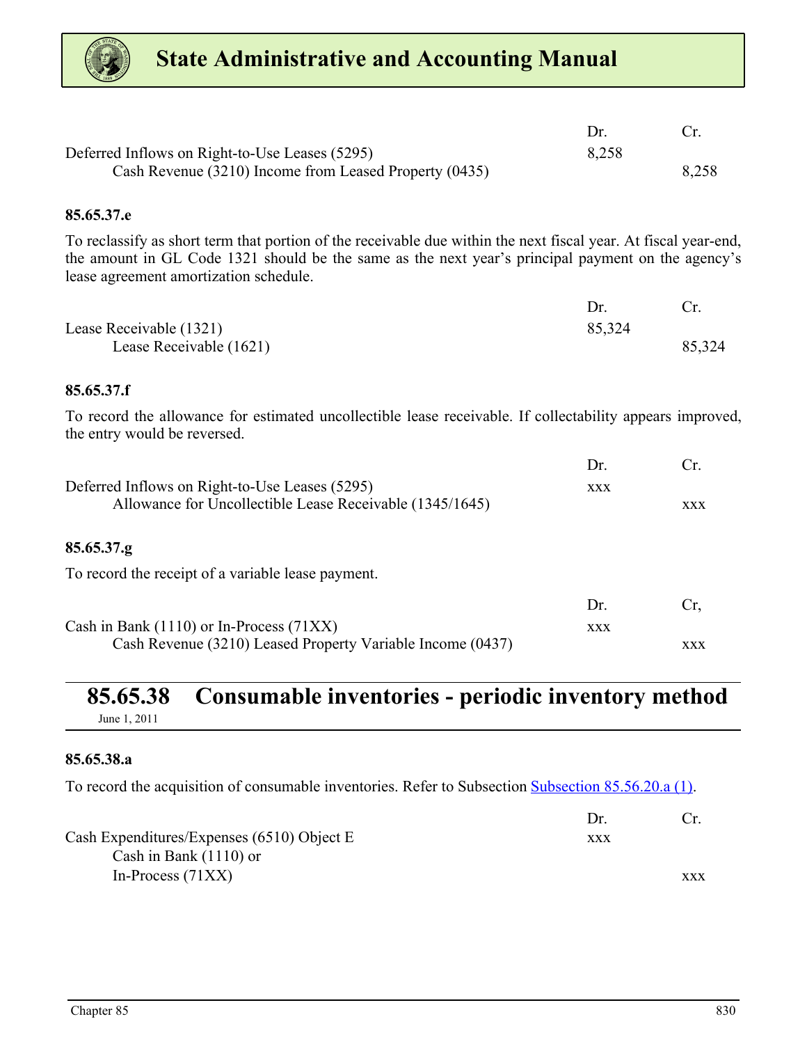| | Dr. | Cr. |
|---|---|---|
| Deferred Inflows on Right-to-Use Leases (5295) | 8,258 | |
| Cash Revenue (3210) Income from Leased Property (0435) | | 8,258 |

**85.65.37.e**

To reclassify as short term that portion of the receivable due within the next fiscal year. At fiscal year-end, the amount in GL Code 1321 should be the same as the next year's principal payment on the agency's lease agreement amortization schedule.

| | Dr. | Cr. |
|---|---|---|
| Lease Receivable (1321) | 85,324 | |
| Lease Receivable (1621) | | 85,324 |

**85.65.37.f**

To record the allowance for estimated uncollectible lease receivable. If collectability appears improved, the entry would be reversed.

| | Dr. | Cr. |
|---|---|---|
| Deferred Inflows on Right-to-Use Leases (5295) | xxx | |
| Allowance for Uncollectible Lease Receivable (1345/1645) | | xxx |

**85.65.37.g**

To record the receipt of a variable lease payment.

| | Dr. | Cr, |
|---|---|---|
| Cash in Bank (1110) or In-Process (71XX) | xxx | |
| Cash Revenue (3210) Leased Property Variable Income (0437) | | xxx |

## 85.65.38 Consumable inventories - periodic inventory method

June 1, 2011

**85.65.38.a**

To record the acquisition of consumable inventories. Refer to Subsection Subsection 85.56.20.a (1).

| | Dr. | Cr. |
|---|---|---|
| Cash Expenditures/Expenses (6510) Object E | xxx | |
| Cash in Bank (1110) or In-Process (71XX) | | xxx |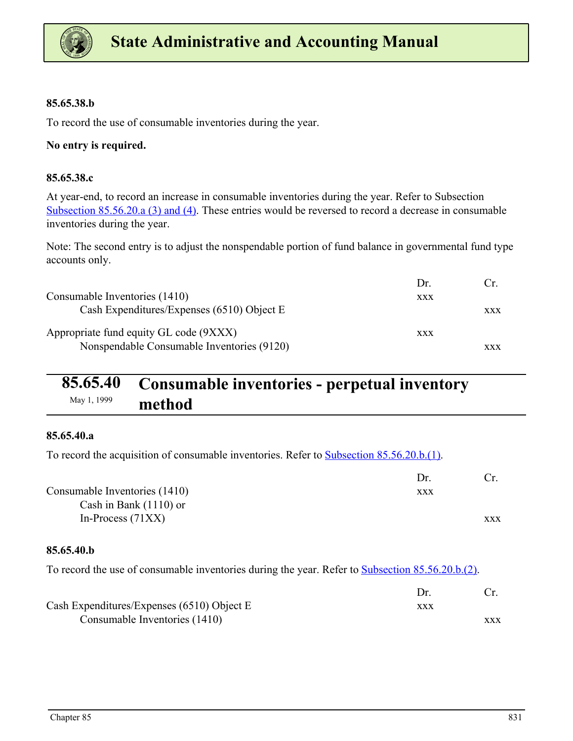#### 85.65.38.b

To record the use of consumable inventories during the year.

**No entry is required.**

#### 85.65.38.c

At year-end, to record an increase in consumable inventories during the year. Refer to Subsection Subsection 85.56.20.a (3) and (4). These entries would be reversed to record a decrease in consumable inventories during the year.

Note: The second entry is to adjust the nonspendable portion of fund balance in governmental fund type accounts only.

| | Dr. | Cr. |
|---|---|---|
| Consumable Inventories (1410) | xxx | |
| Cash Expenditures/Expenses (6510) Object E | | xxx |
| | | |
| Appropriate fund equity GL code (9XXX) | xxx | |
| Nonspendable Consumable Inventories (9120) | | xxx |

## 85.65.40 Consumable inventories - perpetual inventory method

May 1, 1999

#### 85.65.40.a

To record the acquisition of consumable inventories. Refer to Subsection 85.56.20.b.(1).

| | Dr. | Cr. |
|---|---|---|
| Consumable Inventories (1410) | xxx | |
| Cash in Bank (1110) or In-Process (71XX) | | xxx |

#### 85.65.40.b

To record the use of consumable inventories during the year. Refer to Subsection 85.56.20.b.(2).

| | Dr. | Cr. |
|---|---|---|
| Cash Expenditures/Expenses (6510) Object E | xxx | |
| Consumable Inventories (1410) | | xxx |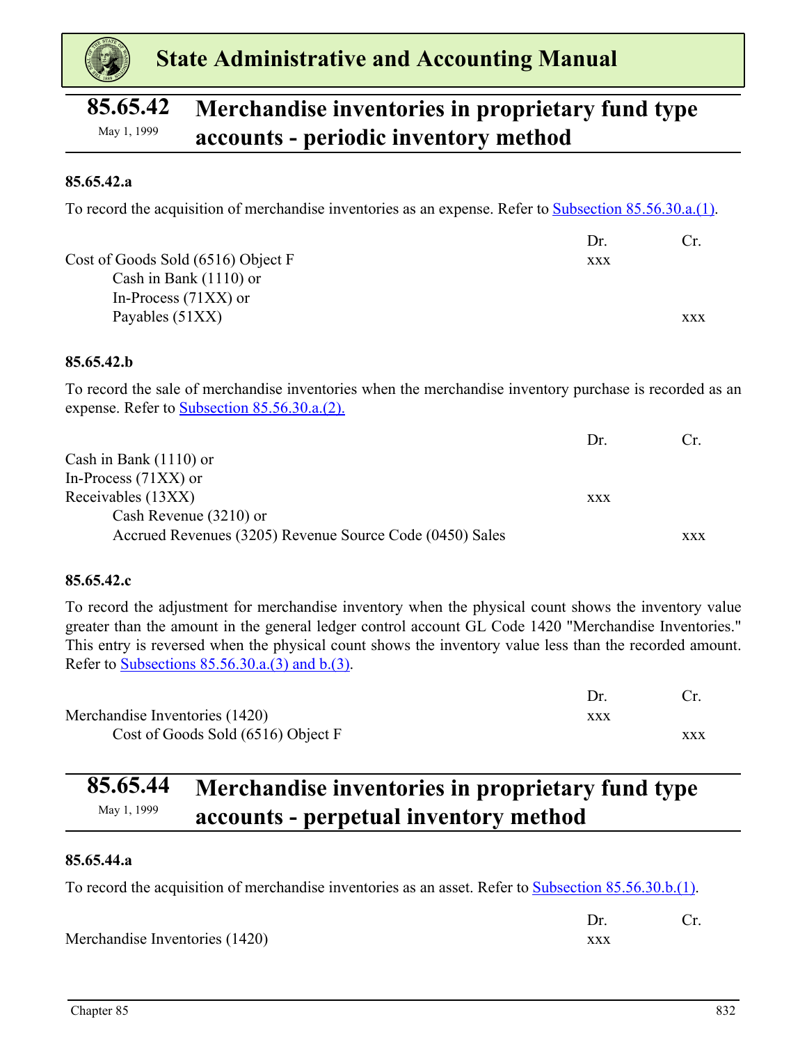## 85.65.42 Merchandise inventories in proprietary fund type accounts - periodic inventory method

May 1, 1999

### 85.65.42.a

To record the acquisition of merchandise inventories as an expense. Refer to Subsection 85.56.30.a.(1).

| | Dr. | Cr. |
|---|---|---|
| Cost of Goods Sold (6516) Object F | xxx | |
| Cash in Bank (1110) or | | |
| In-Process (71XX) or | | |
| Payables (51XX) | | xxx |

### 85.65.42.b

To record the sale of merchandise inventories when the merchandise inventory purchase is recorded as an expense. Refer to Subsection 85.56.30.a.(2).

| | Dr. | Cr. |
|---|---|---|
| Cash in Bank (1110) or | | |
| In-Process (71XX) or | | |
| Receivables (13XX) | xxx | |
| Cash Revenue (3210) or | | |
| Accrued Revenues (3205) Revenue Source Code (0450) Sales | | xxx |

### 85.65.42.c

To record the adjustment for merchandise inventory when the physical count shows the inventory value greater than the amount in the general ledger control account GL Code 1420 "Merchandise Inventories." This entry is reversed when the physical count shows the inventory value less than the recorded amount. Refer to Subsections 85.56.30.a.(3) and b.(3).

| | Dr. | Cr. |
|---|---|---|
| Merchandise Inventories (1420) | xxx | |
| Cost of Goods Sold (6516) Object F | | xxx |

## 85.65.44 Merchandise inventories in proprietary fund type accounts - perpetual inventory method

May 1, 1999

### 85.65.44.a

To record the acquisition of merchandise inventories as an asset. Refer to Subsection 85.56.30.b.(1).

| | Dr. | Cr. |
|---|---|---|
| Merchandise Inventories (1420) | xxx | |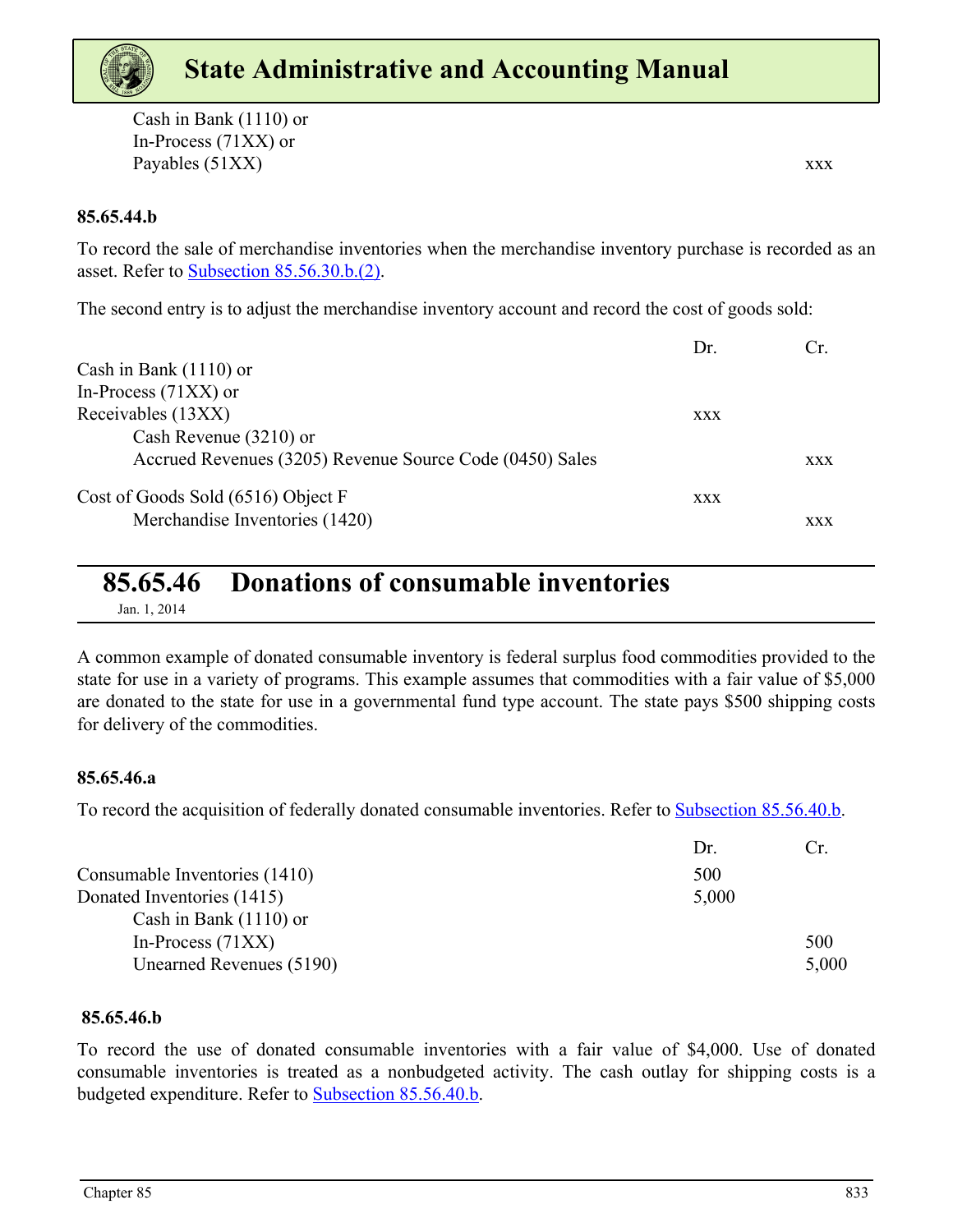| | Dr. | Cr. |
|---|---|---|
| Cash in Bank (1110) or | | |
| In-Process (71XX) or | | |
| Payables (51XX) | | xxx |

**85.65.44.b**

To record the sale of merchandise inventories when the merchandise inventory purchase is recorded as an asset. Refer to Subsection 85.56.30.b.(2).

The second entry is to adjust the merchandise inventory account and record the cost of goods sold:

| | Dr. | Cr. |
|---|---|---|
| Cash in Bank (1110) or | | |
| In-Process (71XX) or | | |
| Receivables (13XX) | xxx | |
| Cash Revenue (3210) or | | |
| Accrued Revenues (3205) Revenue Source Code (0450) Sales | | xxx |
| Cost of Goods Sold (6516) Object F | xxx | |
| Merchandise Inventories (1420) | | xxx |

## 85.65.46 Donations of consumable inventories

Jan. 1, 2014

A common example of donated consumable inventory is federal surplus food commodities provided to the state for use in a variety of programs. This example assumes that commodities with a fair value of $5,000 are donated to the state for use in a governmental fund type account. The state pays $500 shipping costs for delivery of the commodities.

**85.65.46.a**

To record the acquisition of federally donated consumable inventories. Refer to Subsection 85.56.40.b.

| | Dr. | Cr. |
|---|---|---|
| Consumable Inventories (1410) | 500 | |
| Donated Inventories (1415) | 5,000 | |
| Cash in Bank (1110) or | | |
| In-Process (71XX) | | 500 |
| Unearned Revenues (5190) | | 5,000 |

**85.65.46.b**

To record the use of donated consumable inventories with a fair value of $4,000. Use of donated consumable inventories is treated as a nonbudgeted activity. The cash outlay for shipping costs is a budgeted expenditure. Refer to Subsection 85.56.40.b.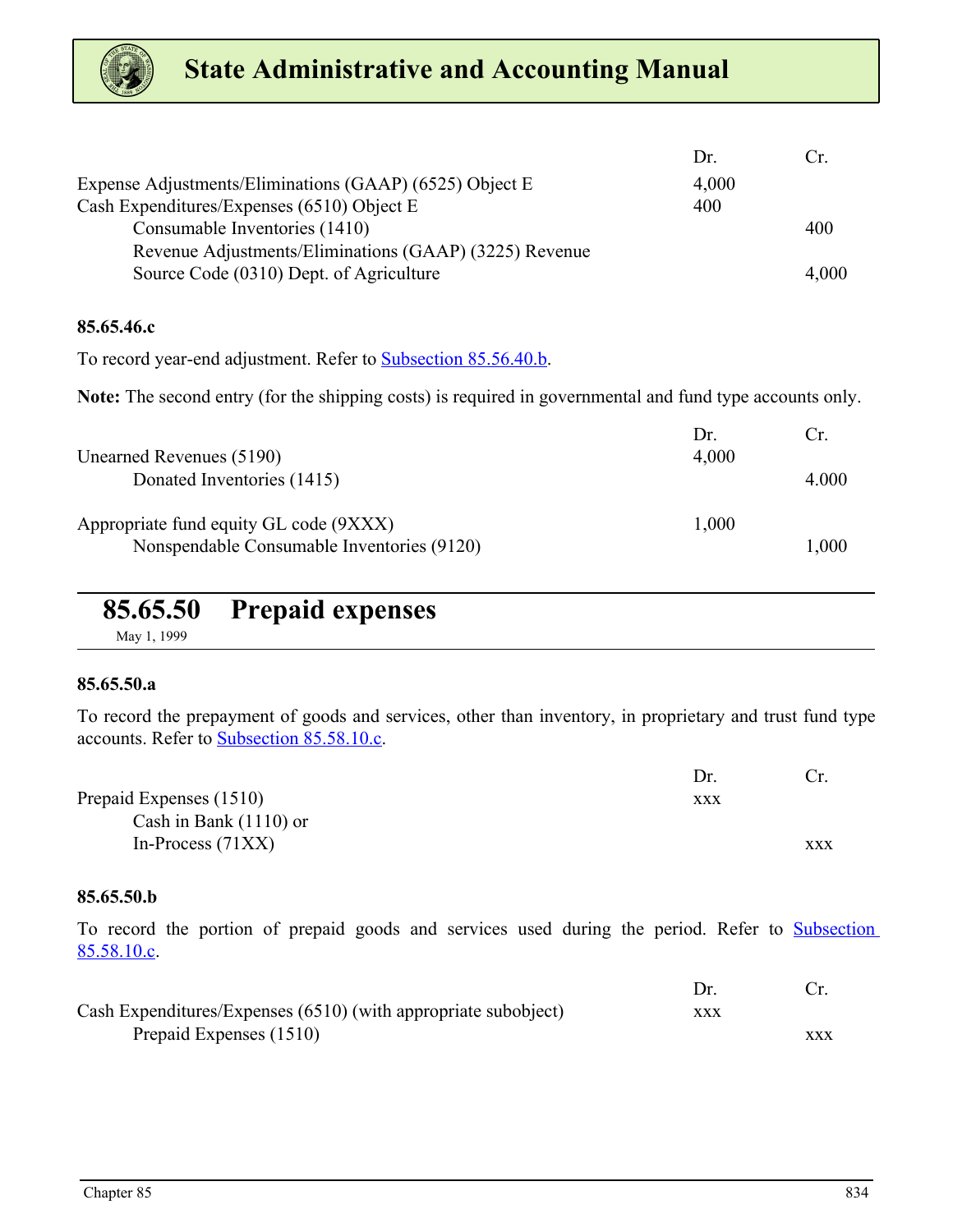| | Dr. | Cr. |
|---|---|---|
| Expense Adjustments/Eliminations (GAAP) (6525) Object E | 4,000 | |
| Cash Expenditures/Expenses (6510) Object E | 400 | |
| Consumable Inventories (1410) | | 400 |
| Revenue Adjustments/Eliminations (GAAP) (3225) Revenue Source Code (0310) Dept. of Agriculture | | 4,000 |

#### 85.65.46.c

To record year-end adjustment. Refer to Subsection 85.56.40.b.

**Note:** The second entry (for the shipping costs) is required in governmental and fund type accounts only.

| | Dr. | Cr. |
|---|---|---|
| Unearned Revenues (5190) | 4,000 | |
| Donated Inventories (1415) | | 4.000 |
| | | |
| Appropriate fund equity GL code (9XXX) | 1,000 | |
| Nonspendable Consumable Inventories (9120) | | 1,000 |

## 85.65.50 Prepaid expenses

May 1, 1999

#### 85.65.50.a

To record the prepayment of goods and services, other than inventory, in proprietary and trust fund type accounts. Refer to Subsection 85.58.10.c.

| | Dr. | Cr. |
|---|---|---|
| Prepaid Expenses (1510) | xxx | |
| Cash in Bank (1110) or In-Process (71XX) | | xxx |

#### 85.65.50.b

To record the portion of prepaid goods and services used during the period. Refer to Subsection 85.58.10.c.

| | Dr. | Cr. |
|---|---|---|
| Cash Expenditures/Expenses (6510) (with appropriate subobject) | xxx | |
| Prepaid Expenses (1510) | | xxx |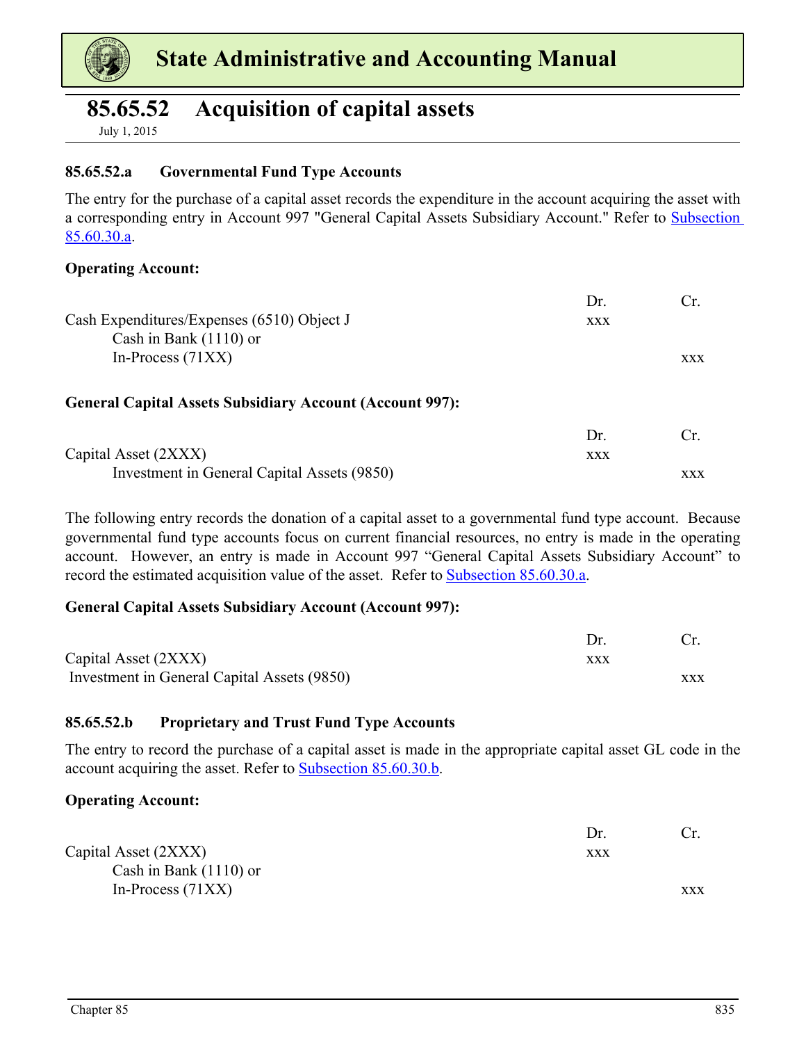## 85.65.52 Acquisition of capital assets

July 1, 2015

### 85.65.52.a Governmental Fund Type Accounts

The entry for the purchase of a capital asset records the expenditure in the account acquiring the asset with a corresponding entry in Account 997 "General Capital Assets Subsidiary Account." Refer to Subsection 85.60.30.a.

**Operating Account:**

| | Dr. | Cr. |
|---|---|---|
| Cash Expenditures/Expenses (6510) Object J | xxx | |
| Cash in Bank (1110) or | | |
| In-Process (71XX) | | xxx |

**General Capital Assets Subsidiary Account (Account 997):**

| | Dr. | Cr. |
|---|---|---|
| Capital Asset (2XXX) | xxx | |
| Investment in General Capital Assets (9850) | | xxx |

The following entry records the donation of a capital asset to a governmental fund type account. Because governmental fund type accounts focus on current financial resources, no entry is made in the operating account. However, an entry is made in Account 997 "General Capital Assets Subsidiary Account" to record the estimated acquisition value of the asset. Refer to Subsection 85.60.30.a.

**General Capital Assets Subsidiary Account (Account 997):**

| | Dr. | Cr. |
|---|---|---|
| Capital Asset (2XXX) | xxx | |
| Investment in General Capital Assets (9850) | | xxx |

### 85.65.52.b Proprietary and Trust Fund Type Accounts

The entry to record the purchase of a capital asset is made in the appropriate capital asset GL code in the account acquiring the asset. Refer to Subsection 85.60.30.b.

**Operating Account:**

| | Dr. | Cr. |
|---|---|---|
| Capital Asset (2XXX) | xxx | |
| Cash in Bank (1110) or | | |
| In-Process (71XX) | | xxx |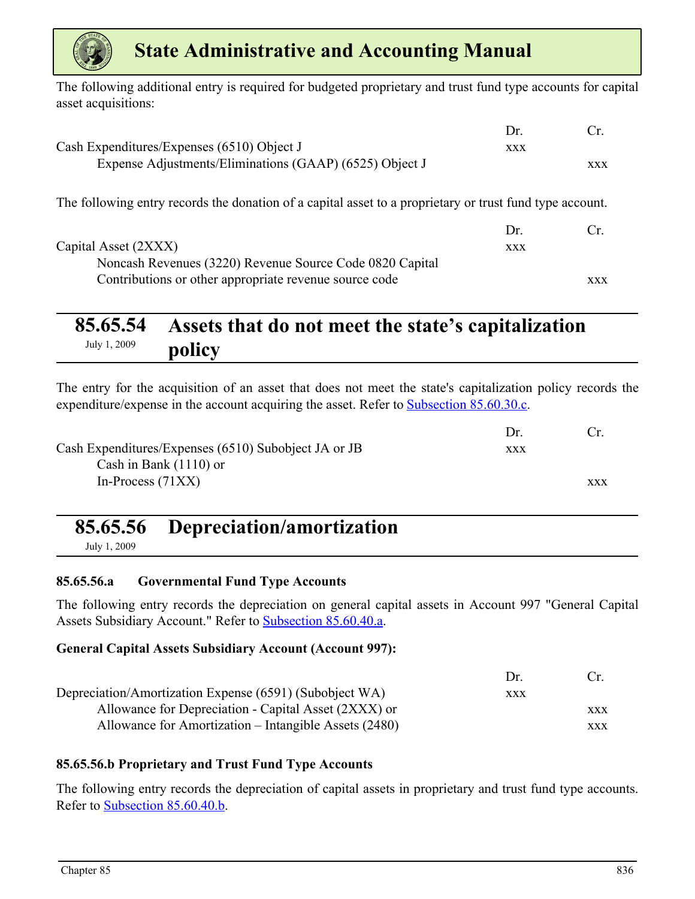The following additional entry is required for budgeted proprietary and trust fund type accounts for capital asset acquisitions:

| | Dr. | Cr. |
|---|---|---|
| Cash Expenditures/Expenses (6510) Object J | xxx | |
| Expense Adjustments/Eliminations (GAAP) (6525) Object J | | xxx |

The following entry records the donation of a capital asset to a proprietary or trust fund type account.

| | Dr. | Cr. |
|---|---|---|
| Capital Asset (2XXX) | xxx | |
| Noncash Revenues (3220) Revenue Source Code 0820 Capital Contributions or other appropriate revenue source code | | xxx |

## 85.65.54 Assets that do not meet the state's capitalization policy

July 1, 2009

The entry for the acquisition of an asset that does not meet the state's capitalization policy records the expenditure/expense in the account acquiring the asset. Refer to Subsection 85.60.30.c.

| | Dr. | Cr. |
|---|---|---|
| Cash Expenditures/Expenses (6510) Subobject JA or JB | xxx | |
| Cash in Bank (1110) or<br>In-Process (71XX) | | xxx |

## 85.65.56 Depreciation/amortization

July 1, 2009

### 85.65.56.a Governmental Fund Type Accounts

The following entry records the depreciation on general capital assets in Account 997 "General Capital Assets Subsidiary Account." Refer to Subsection 85.60.40.a.

**General Capital Assets Subsidiary Account (Account 997):**

| | Dr. | Cr. |
|---|---|---|
| Depreciation/Amortization Expense (6591) (Subobject WA) | xxx | |
| Allowance for Depreciation - Capital Asset (2XXX) or | | xxx |
| Allowance for Amortization – Intangible Assets (2480) | | xxx |

### 85.65.56.b Proprietary and Trust Fund Type Accounts

The following entry records the depreciation of capital assets in proprietary and trust fund type accounts. Refer to Subsection 85.60.40.b.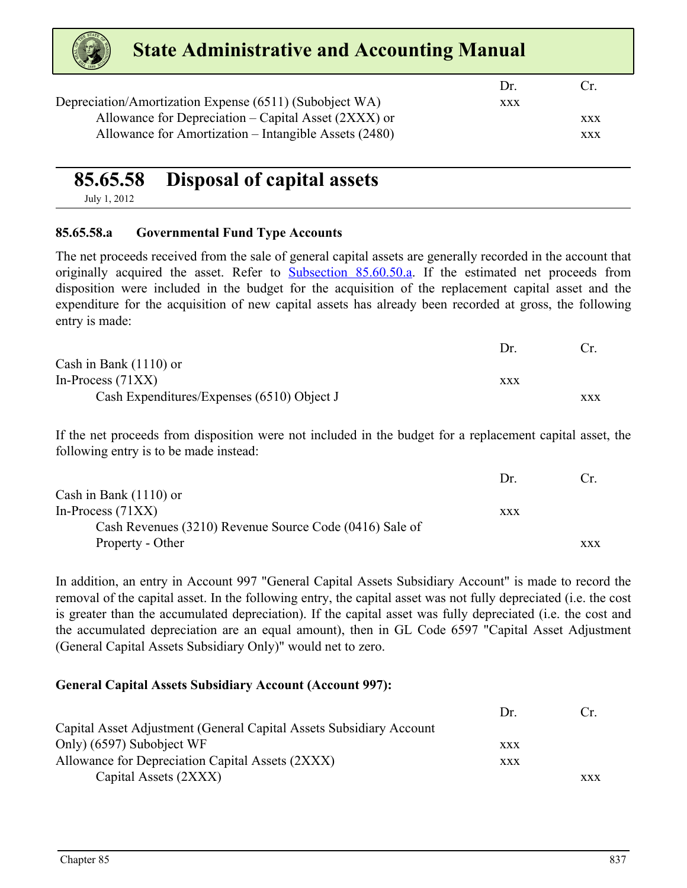| | Dr. | Cr. |
|---|---|---|
| Depreciation/Amortization Expense (6511) (Subobject WA) | xxx | |
| Allowance for Depreciation – Capital Asset (2XXX) or | | xxx |
| Allowance for Amortization – Intangible Assets (2480) | | xxx |

## 85.65.58 Disposal of capital assets

July 1, 2012

### 85.65.58.a Governmental Fund Type Accounts

The net proceeds received from the sale of general capital assets are generally recorded in the account that originally acquired the asset. Refer to Subsection 85.60.50.a. If the estimated net proceeds from disposition were included in the budget for the acquisition of the replacement capital asset and the expenditure for the acquisition of new capital assets has already been recorded at gross, the following entry is made:

| | Dr. | Cr. |
|---|---|---|
| Cash in Bank (1110) or In-Process (71XX) | xxx | |
| Cash Expenditures/Expenses (6510) Object J | | xxx |

If the net proceeds from disposition were not included in the budget for a replacement capital asset, the following entry is to be made instead:

| | Dr. | Cr. |
|---|---|---|
| Cash in Bank (1110) or In-Process (71XX) | xxx | |
| Cash Revenues (3210) Revenue Source Code (0416) Sale of Property - Other | | xxx |

In addition, an entry in Account 997 "General Capital Assets Subsidiary Account" is made to record the removal of the capital asset. In the following entry, the capital asset was not fully depreciated (i.e. the cost is greater than the accumulated depreciation). If the capital asset was fully depreciated (i.e. the cost and the accumulated depreciation are an equal amount), then in GL Code 6597 "Capital Asset Adjustment (General Capital Assets Subsidiary Only)" would net to zero.

**General Capital Assets Subsidiary Account (Account 997):**

| | Dr. | Cr. |
|---|---|---|
| Capital Asset Adjustment (General Capital Assets Subsidiary Account Only) (6597) Subobject WF | xxx | |
| Allowance for Depreciation Capital Assets (2XXX) | xxx | |
| Capital Assets (2XXX) | | xxx |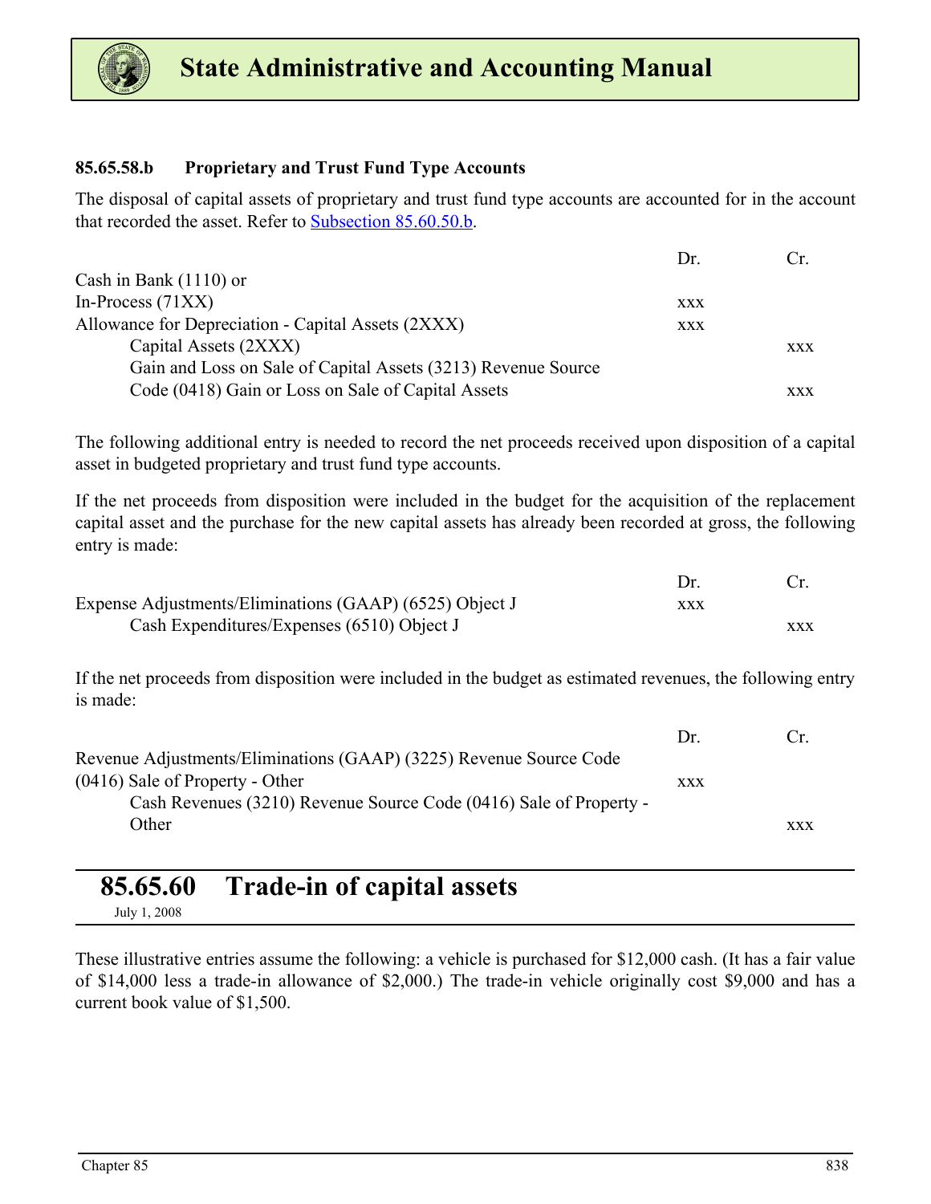#### 85.65.58.b Proprietary and Trust Fund Type Accounts

The disposal of capital assets of proprietary and trust fund type accounts are accounted for in the account that recorded the asset. Refer to Subsection 85.60.50.b.

| | Dr. | Cr. |
|---|---|---|
| Cash in Bank (1110) or In-Process (71XX) | xxx | |
| Allowance for Depreciation - Capital Assets (2XXX) | xxx | |
| Capital Assets (2XXX) | | xxx |
| Gain and Loss on Sale of Capital Assets (3213) Revenue Source Code (0418) Gain or Loss on Sale of Capital Assets | | xxx |

The following additional entry is needed to record the net proceeds received upon disposition of a capital asset in budgeted proprietary and trust fund type accounts.

If the net proceeds from disposition were included in the budget for the acquisition of the replacement capital asset and the purchase for the new capital assets has already been recorded at gross, the following entry is made:

| | Dr. | Cr. |
|---|---|---|
| Expense Adjustments/Eliminations (GAAP) (6525) Object J | xxx | |
| Cash Expenditures/Expenses (6510) Object J | | xxx |

If the net proceeds from disposition were included in the budget as estimated revenues, the following entry is made:

| | Dr. | Cr. |
|---|---|---|
| Revenue Adjustments/Eliminations (GAAP) (3225) Revenue Source Code (0416) Sale of Property - Other | xxx | |
| Cash Revenues (3210) Revenue Source Code (0416) Sale of Property - Other | | xxx |

## 85.65.60 Trade-in of capital assets

July 1, 2008

These illustrative entries assume the following: a vehicle is purchased for $12,000 cash. (It has a fair value of $14,000 less a trade-in allowance of $2,000.) The trade-in vehicle originally cost $9,000 and has a current book value of $1,500.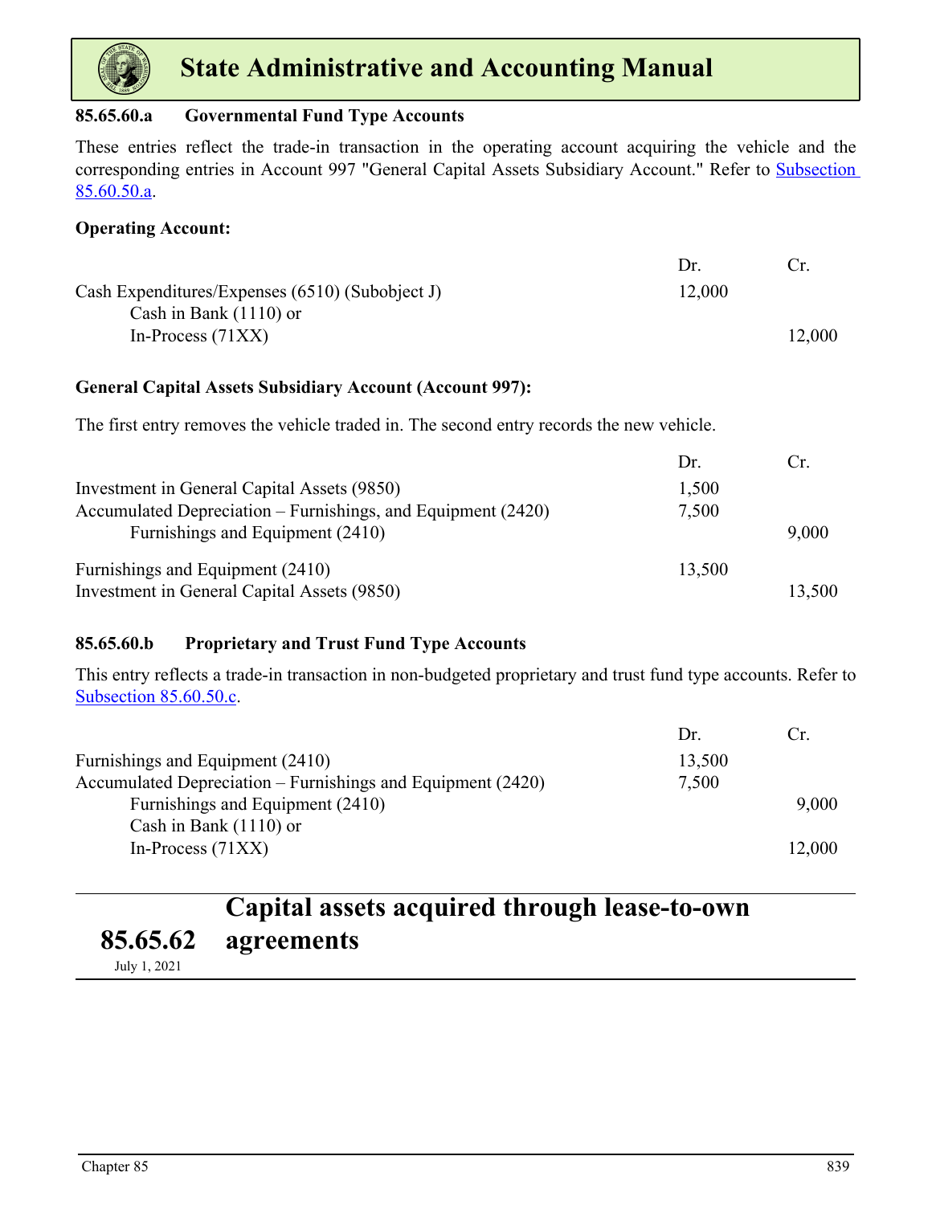#### 85.65.60.a Governmental Fund Type Accounts

These entries reflect the trade-in transaction in the operating account acquiring the vehicle and the corresponding entries in Account 997 "General Capital Assets Subsidiary Account." Refer to Subsection 85.60.50.a.

**Operating Account:**

| | Dr. | Cr. |
|---|---|---|
| Cash Expenditures/Expenses (6510) (Subobject J) | 12,000 | |
| Cash in Bank (1110) or | | |
| In-Process (71XX) | | 12,000 |

**General Capital Assets Subsidiary Account (Account 997):**

The first entry removes the vehicle traded in. The second entry records the new vehicle.

| | Dr. | Cr. |
|---|---|---|
| Investment in General Capital Assets (9850) | 1,500 | |
| Accumulated Depreciation – Furnishings, and Equipment (2420) | 7,500 | |
| Furnishings and Equipment (2410) | | 9,000 |
| | | |
| Furnishings and Equipment (2410) | 13,500 | |
| Investment in General Capital Assets (9850) | | 13,500 |

#### 85.65.60.b Proprietary and Trust Fund Type Accounts

This entry reflects a trade-in transaction in non-budgeted proprietary and trust fund type accounts. Refer to Subsection 85.60.50.c.

| | Dr. | Cr. |
|---|---|---|
| Furnishings and Equipment (2410) | 13,500 | |
| Accumulated Depreciation – Furnishings and Equipment (2420) | 7,500 | |
| Furnishings and Equipment (2410) | | 9,000 |
| Cash in Bank (1110) or | | |
| In-Process (71XX) | | 12,000 |

## 85.65.62 Capital assets acquired through lease-to-own agreements

July 1, 2021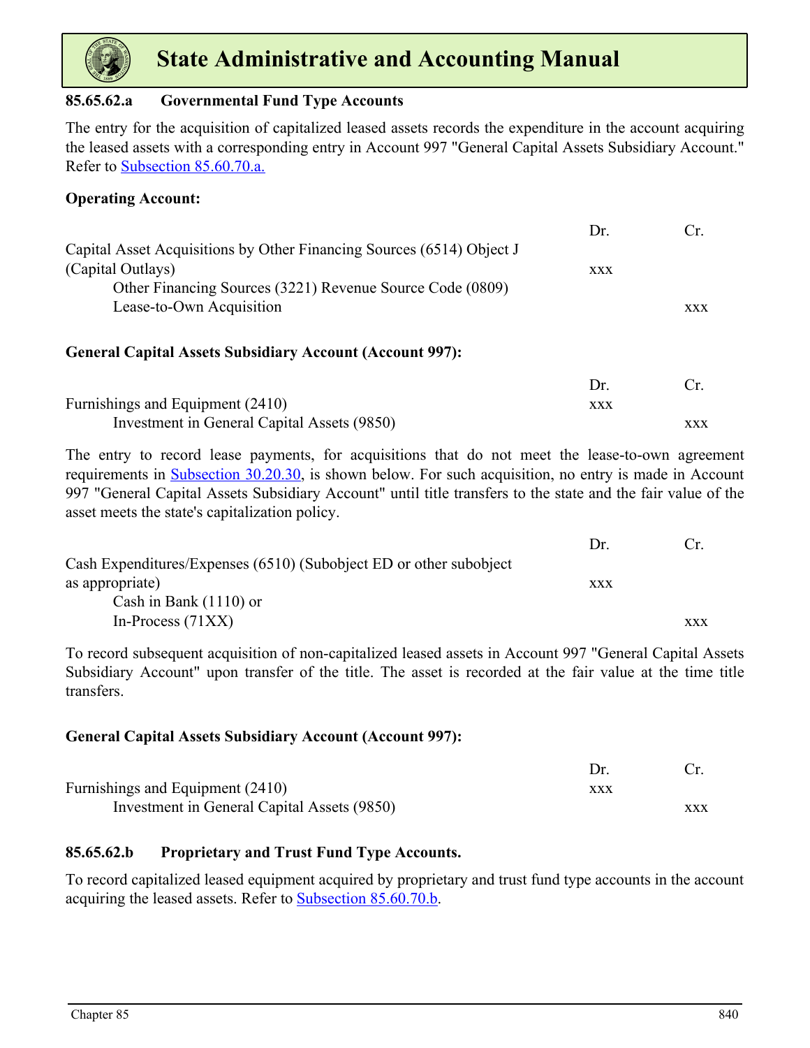#### 85.65.62.a Governmental Fund Type Accounts

The entry for the acquisition of capitalized leased assets records the expenditure in the account acquiring the leased assets with a corresponding entry in Account 997 "General Capital Assets Subsidiary Account." Refer to Subsection 85.60.70.a.

**Operating Account:**

| | Dr. | Cr. |
|---|---|---|
| Capital Asset Acquisitions by Other Financing Sources (6514) Object J (Capital Outlays) | xxx | |
| &nbsp;&nbsp;&nbsp;&nbsp;Other Financing Sources (3221) Revenue Source Code (0809) Lease-to-Own Acquisition | | xxx |

**General Capital Assets Subsidiary Account (Account 997):**

| | Dr. | Cr. |
|---|---|---|
| Furnishings and Equipment (2410) | xxx | |
| &nbsp;&nbsp;&nbsp;&nbsp;Investment in General Capital Assets (9850) | | xxx |

The entry to record lease payments, for acquisitions that do not meet the lease-to-own agreement requirements in Subsection 30.20.30, is shown below. For such acquisition, no entry is made in Account 997 "General Capital Assets Subsidiary Account" until title transfers to the state and the fair value of the asset meets the state's capitalization policy.

| | Dr. | Cr. |
|---|---|---|
| Cash Expenditures/Expenses (6510) (Subobject ED or other subobject as appropriate) | xxx | |
| &nbsp;&nbsp;&nbsp;&nbsp;Cash in Bank (1110) or In-Process (71XX) | | xxx |

To record subsequent acquisition of non-capitalized leased assets in Account 997 "General Capital Assets Subsidiary Account" upon transfer of the title. The asset is recorded at the fair value at the time title transfers.

**General Capital Assets Subsidiary Account (Account 997):**

| | Dr. | Cr. |
|---|---|---|
| Furnishings and Equipment (2410) | xxx | |
| &nbsp;&nbsp;&nbsp;&nbsp;Investment in General Capital Assets (9850) | | xxx |

#### 85.65.62.b Proprietary and Trust Fund Type Accounts.

To record capitalized leased equipment acquired by proprietary and trust fund type accounts in the account acquiring the leased assets. Refer to Subsection 85.60.70.b.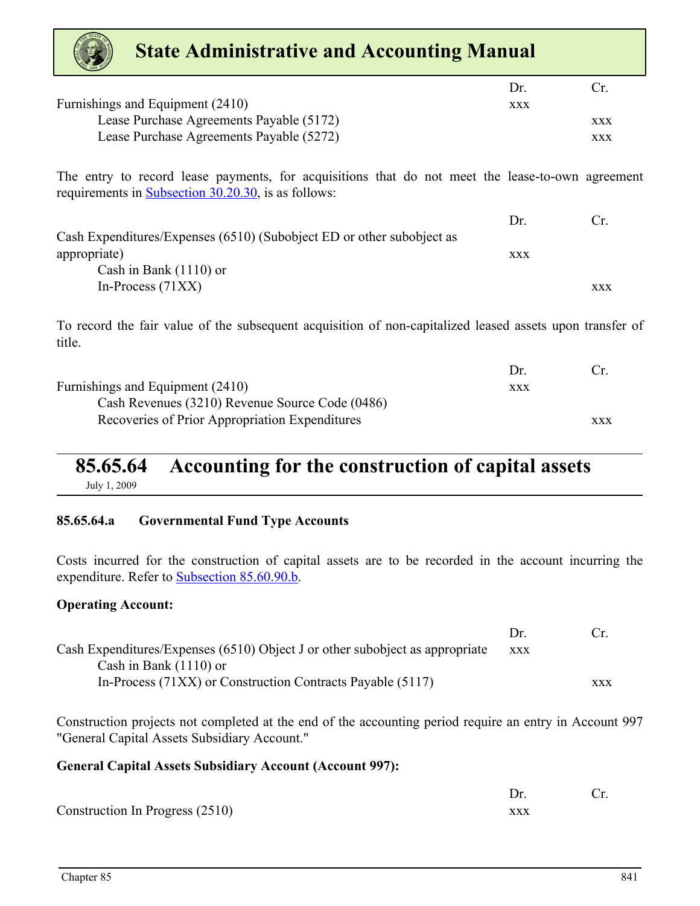| | Dr. | Cr. |
|---|---|---|
| Furnishings and Equipment (2410) | xxx | |
| Lease Purchase Agreements Payable (5172) | | xxx |
| Lease Purchase Agreements Payable (5272) | | xxx |

The entry to record lease payments, for acquisitions that do not meet the lease-to-own agreement requirements in Subsection 30.20.30, is as follows:

| | Dr. | Cr. |
|---|---|---|
| Cash Expenditures/Expenses (6510) (Subobject ED or other subobject as appropriate) | xxx | |
| Cash in Bank (1110) or In-Process (71XX) | | xxx |

To record the fair value of the subsequent acquisition of non-capitalized leased assets upon transfer of title.

| | Dr. | Cr. |
|---|---|---|
| Furnishings and Equipment (2410) | xxx | |
| Cash Revenues (3210) Revenue Source Code (0486) Recoveries of Prior Appropriation Expenditures | | xxx |

## 85.65.64 Accounting for the construction of capital assets

July 1, 2009

### 85.65.64.a Governmental Fund Type Accounts

Costs incurred for the construction of capital assets are to be recorded in the account incurring the expenditure. Refer to Subsection 85.60.90.b.

**Operating Account:**

| | Dr. | Cr. |
|---|---|---|
| Cash Expenditures/Expenses (6510) Object J or other subobject as appropriate | xxx | |
| Cash in Bank (1110) or In-Process (71XX) or Construction Contracts Payable (5117) | | xxx |

Construction projects not completed at the end of the accounting period require an entry in Account 997 "General Capital Assets Subsidiary Account."

**General Capital Assets Subsidiary Account (Account 997):**

| | Dr. | Cr. |
|---|---|---|
| Construction In Progress (2510) | xxx | |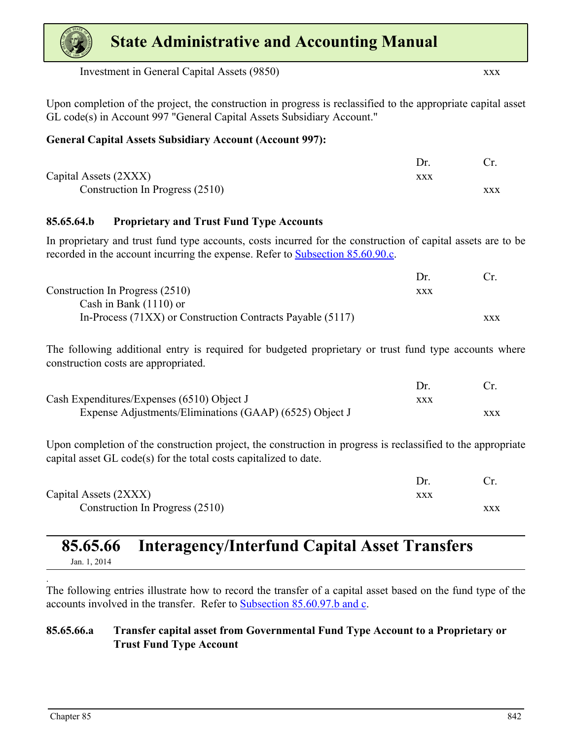| | Dr. | Cr. |
|---|---|---|
| Investment in General Capital Assets (9850) | | xxx |

Upon completion of the project, the construction in progress is reclassified to the appropriate capital asset GL code(s) in Account 997 "General Capital Assets Subsidiary Account."

**General Capital Assets Subsidiary Account (Account 997):**

| | Dr. | Cr. |
|---|---|---|
| Capital Assets (2XXX) | xxx | |
| Construction In Progress (2510) | | xxx |

### 85.65.64.b Proprietary and Trust Fund Type Accounts

In proprietary and trust fund type accounts, costs incurred for the construction of capital assets are to be recorded in the account incurring the expense. Refer to Subsection 85.60.90.c.

| | Dr. | Cr. |
|---|---|---|
| Construction In Progress (2510) | xxx | |
| Cash in Bank (1110) or | | |
| In-Process (71XX) or Construction Contracts Payable (5117) | | xxx |

The following additional entry is required for budgeted proprietary or trust fund type accounts where construction costs are appropriated.

| | Dr. | Cr. |
|---|---|---|
| Cash Expenditures/Expenses (6510) Object J | xxx | |
| Expense Adjustments/Eliminations (GAAP) (6525) Object J | | xxx |

Upon completion of the construction project, the construction in progress is reclassified to the appropriate capital asset GL code(s) for the total costs capitalized to date.

| | Dr. | Cr. |
|---|---|---|
| Capital Assets (2XXX) | xxx | |
| Construction In Progress (2510) | | xxx |

## 85.65.66 Interagency/Interfund Capital Asset Transfers

Jan. 1, 2014

The following entries illustrate how to record the transfer of a capital asset based on the fund type of the accounts involved in the transfer. Refer to Subsection 85.60.97.b and c.

### 85.65.66.a Transfer capital asset from Governmental Fund Type Account to a Proprietary or Trust Fund Type Account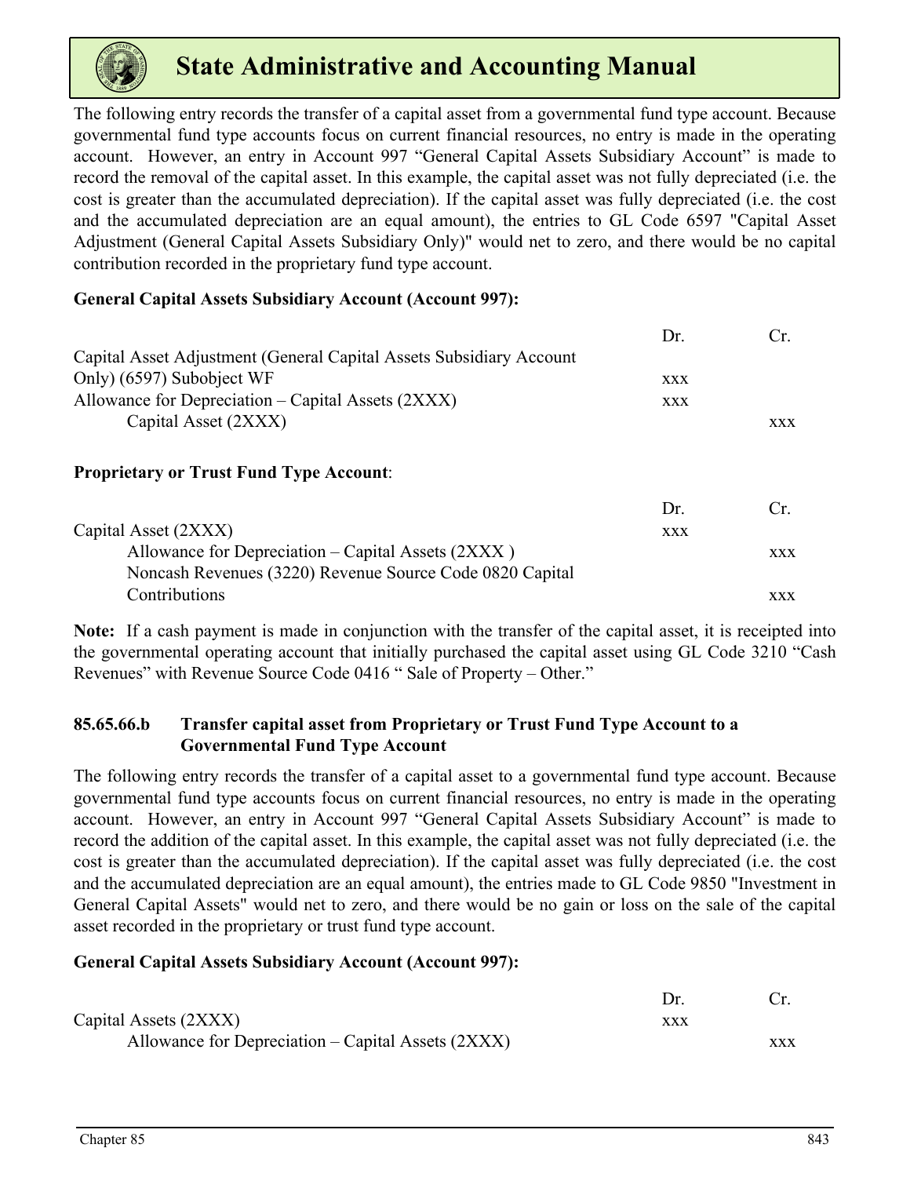The following entry records the transfer of a capital asset from a governmental fund type account. Because governmental fund type accounts focus on current financial resources, no entry is made in the operating account. However, an entry in Account 997 "General Capital Assets Subsidiary Account" is made to record the removal of the capital asset. In this example, the capital asset was not fully depreciated (i.e. the cost is greater than the accumulated depreciation). If the capital asset was fully depreciated (i.e. the cost and the accumulated depreciation are an equal amount), the entries to GL Code 6597 "Capital Asset Adjustment (General Capital Assets Subsidiary Only)" would net to zero, and there would be no capital contribution recorded in the proprietary fund type account.

**General Capital Assets Subsidiary Account (Account 997):**

| | Dr. | Cr. |
|---|---|---|
| Capital Asset Adjustment (General Capital Assets Subsidiary Account Only) (6597) Subobject WF | xxx | |
| Allowance for Depreciation – Capital Assets (2XXX) | xxx | |
| Capital Asset (2XXX) | | xxx |

**Proprietary or Trust Fund Type Account**:

| | Dr. | Cr. |
|---|---|---|
| Capital Asset (2XXX) | xxx | |
| Allowance for Depreciation – Capital Assets (2XXX ) | | xxx |
| Noncash Revenues (3220) Revenue Source Code 0820 Capital Contributions | | xxx |

**Note:** If a cash payment is made in conjunction with the transfer of the capital asset, it is receipted into the governmental operating account that initially purchased the capital asset using GL Code 3210 "Cash Revenues" with Revenue Source Code 0416 " Sale of Property – Other."

### 85.65.66.b Transfer capital asset from Proprietary or Trust Fund Type Account to a Governmental Fund Type Account

The following entry records the transfer of a capital asset to a governmental fund type account. Because governmental fund type accounts focus on current financial resources, no entry is made in the operating account. However, an entry in Account 997 "General Capital Assets Subsidiary Account" is made to record the addition of the capital asset. In this example, the capital asset was not fully depreciated (i.e. the cost is greater than the accumulated depreciation). If the capital asset was fully depreciated (i.e. the cost and the accumulated depreciation are an equal amount), the entries made to GL Code 9850 "Investment in General Capital Assets" would net to zero, and there would be no gain or loss on the sale of the capital asset recorded in the proprietary or trust fund type account.

**General Capital Assets Subsidiary Account (Account 997):**

| | Dr. | Cr. |
|---|---|---|
| Capital Assets (2XXX) | xxx | |
| Allowance for Depreciation – Capital Assets (2XXX) | | xxx |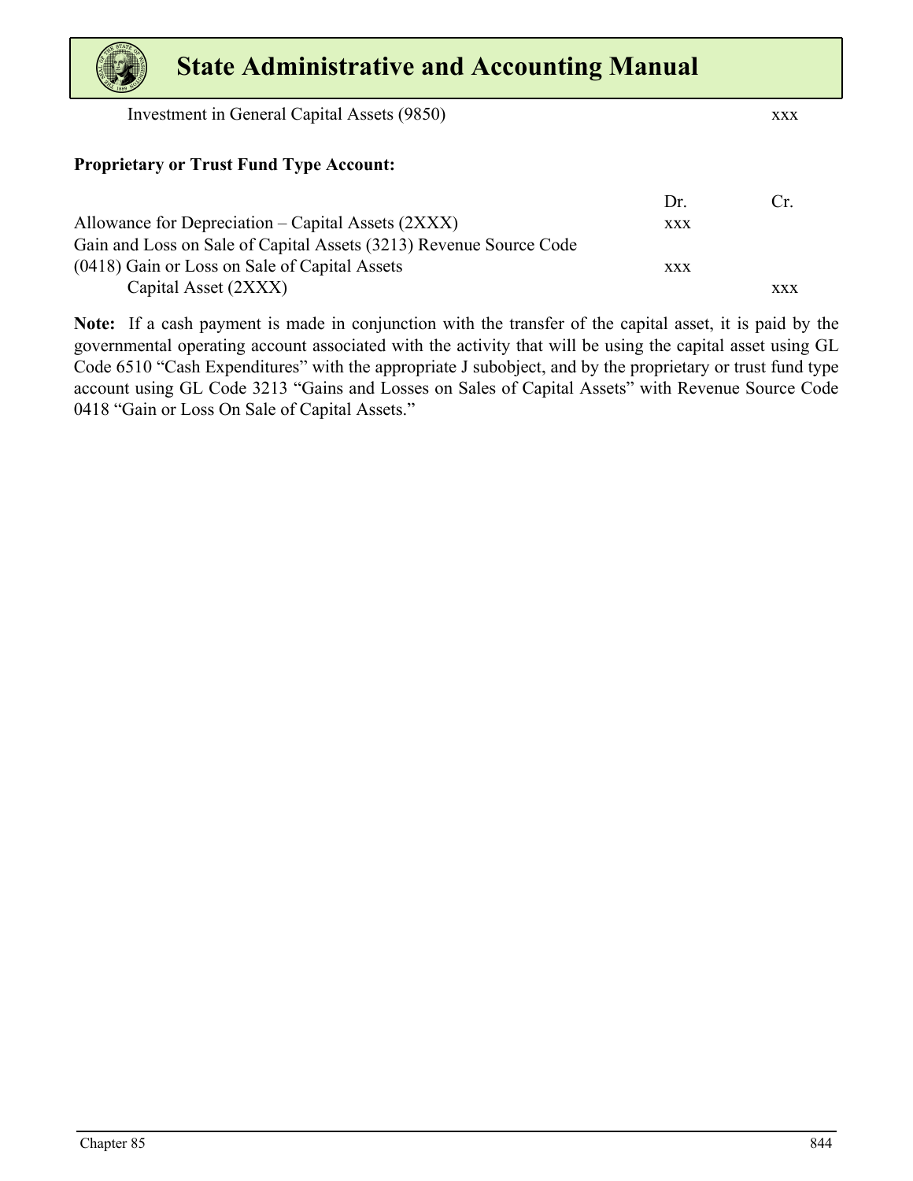| | | |
|---|---|---|
| Investment in General Capital Assets (9850) | | xxx |

**Proprietary or Trust Fund Type Account:**

| | Dr. | Cr. |
|---|---|---|
| Allowance for Depreciation – Capital Assets (2XXX) | xxx | |
| Gain and Loss on Sale of Capital Assets (3213) Revenue Source Code (0418) Gain or Loss on Sale of Capital Assets | xxx | |
| Capital Asset (2XXX) | | xxx |

**Note:** If a cash payment is made in conjunction with the transfer of the capital asset, it is paid by the governmental operating account associated with the activity that will be using the capital asset using GL Code 6510 "Cash Expenditures" with the appropriate J subobject, and by the proprietary or trust fund type account using GL Code 3213 "Gains and Losses on Sales of Capital Assets" with Revenue Source Code 0418 "Gain or Loss On Sale of Capital Assets."